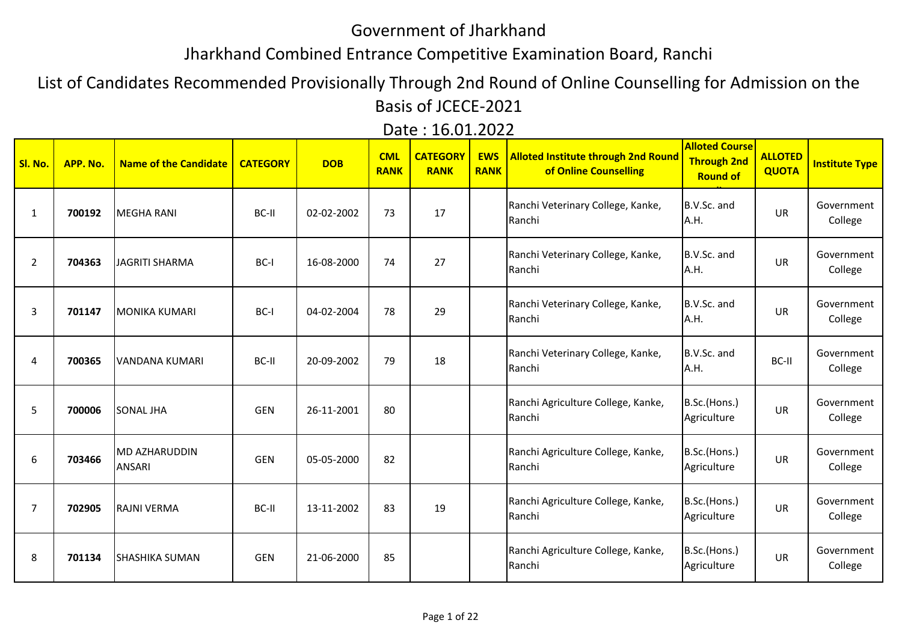# Government of Jharkhand

## Jharkhand Combined Entrance Competitive Examination Board, Ranchi

### List of Candidates Recommended Provisionally Through 2nd Round of Online Counselling for Admission on the Basis of JCECE-2021

### Date : 16.01.2022

| Sl. No. | APP. No. | Name of the Candidate | CATEGORY | DOB | CML RANK | CATEGORY RANK | EWS RANK | Alloted Institute through 2nd Round of Online Counselling | Alloted Course Through 2nd Round of ... | ALLOTED QUOTA | Institute Type |
|---|---|---|---|---|---|---|---|---|---|---|---|
| 1 | **700192** | MEGHA RANI | BC-II | 02-02-2002 | 73 | 17 | | Ranchi Veterinary College, Kanke, Ranchi | B.V.Sc. and A.H. | UR | Government College |
| 2 | **704363** | JAGRITI SHARMA | BC-I | 16-08-2000 | 74 | 27 | | Ranchi Veterinary College, Kanke, Ranchi | B.V.Sc. and A.H. | UR | Government College |
| 3 | **701147** | MONIKA KUMARI | BC-I | 04-02-2004 | 78 | 29 | | Ranchi Veterinary College, Kanke, Ranchi | B.V.Sc. and A.H. | UR | Government College |
| 4 | **700365** | VANDANA KUMARI | BC-II | 20-09-2002 | 79 | 18 | | Ranchi Veterinary College, Kanke, Ranchi | B.V.Sc. and A.H. | BC-II | Government College |
| 5 | **700006** | SONAL JHA | GEN | 26-11-2001 | 80 | | | Ranchi Agriculture College, Kanke, Ranchi | B.Sc.(Hons.) Agriculture | UR | Government College |
| 6 | **703466** | MD AZHARUDDIN ANSARI | GEN | 05-05-2000 | 82 | | | Ranchi Agriculture College, Kanke, Ranchi | B.Sc.(Hons.) Agriculture | UR | Government College |
| 7 | **702905** | RAJNI VERMA | BC-II | 13-11-2002 | 83 | 19 | | Ranchi Agriculture College, Kanke, Ranchi | B.Sc.(Hons.) Agriculture | UR | Government College |
| 8 | **701134** | SHASHIKA SUMAN | GEN | 21-06-2000 | 85 | | | Ranchi Agriculture College, Kanke, Ranchi | B.Sc.(Hons.) Agriculture | UR | Government College |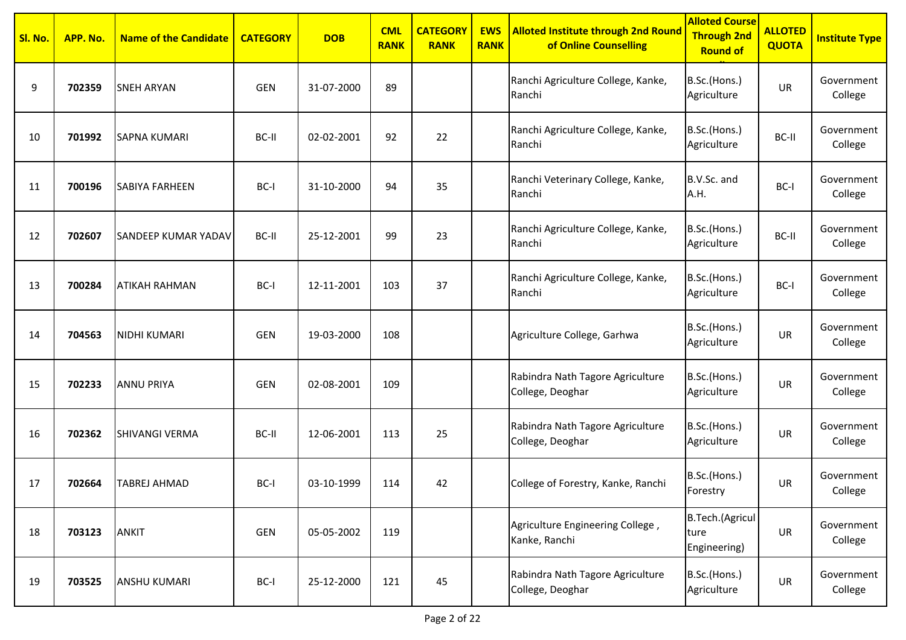| Sl. No. | APP. No. | Name of the Candidate | CATEGORY | DOB | CML RANK | CATEGORY RANK | EWS RANK | Alloted Institute through 2nd Round of Online Counselling | Alloted Course Through 2nd Round of ... | ALLOTED QUOTA | Institute Type |
|---|---|---|---|---|---|---|---|---|---|---|---|
| 9 | **702359** | SNEH ARYAN | GEN | 31-07-2000 | 89 | | | Ranchi Agriculture College, Kanke, Ranchi | B.Sc.(Hons.) Agriculture | UR | Government College |
| 10 | **701992** | SAPNA KUMARI | BC-II | 02-02-2001 | 92 | 22 | | Ranchi Agriculture College, Kanke, Ranchi | B.Sc.(Hons.) Agriculture | BC-II | Government College |
| 11 | **700196** | SABIYA FARHEEN | BC-I | 31-10-2000 | 94 | 35 | | Ranchi Veterinary College, Kanke, Ranchi | B.V.Sc. and A.H. | BC-I | Government College |
| 12 | **702607** | SANDEEP KUMAR YADAV | BC-II | 25-12-2001 | 99 | 23 | | Ranchi Agriculture College, Kanke, Ranchi | B.Sc.(Hons.) Agriculture | BC-II | Government College |
| 13 | **700284** | ATIKAH RAHMAN | BC-I | 12-11-2001 | 103 | 37 | | Ranchi Agriculture College, Kanke, Ranchi | B.Sc.(Hons.) Agriculture | BC-I | Government College |
| 14 | **704563** | NIDHI KUMARI | GEN | 19-03-2000 | 108 | | | Agriculture College, Garhwa | B.Sc.(Hons.) Agriculture | UR | Government College |
| 15 | **702233** | ANNU PRIYA | GEN | 02-08-2001 | 109 | | | Rabindra Nath Tagore Agriculture College, Deoghar | B.Sc.(Hons.) Agriculture | UR | Government College |
| 16 | **702362** | SHIVANGI VERMA | BC-II | 12-06-2001 | 113 | 25 | | Rabindra Nath Tagore Agriculture College, Deoghar | B.Sc.(Hons.) Agriculture | UR | Government College |
| 17 | **702664** | TABREJ AHMAD | BC-I | 03-10-1999 | 114 | 42 | | College of Forestry, Kanke, Ranchi | B.Sc.(Hons.) Forestry | UR | Government College |
| 18 | **703123** | ANKIT | GEN | 05-05-2002 | 119 | | | Agriculture Engineering College , Kanke, Ranchi | B.Tech.(Agriculture Engineering) | UR | Government College |
| 19 | **703525** | ANSHU KUMARI | BC-I | 25-12-2000 | 121 | 45 | | Rabindra Nath Tagore Agriculture College, Deoghar | B.Sc.(Hons.) Agriculture | UR | Government College |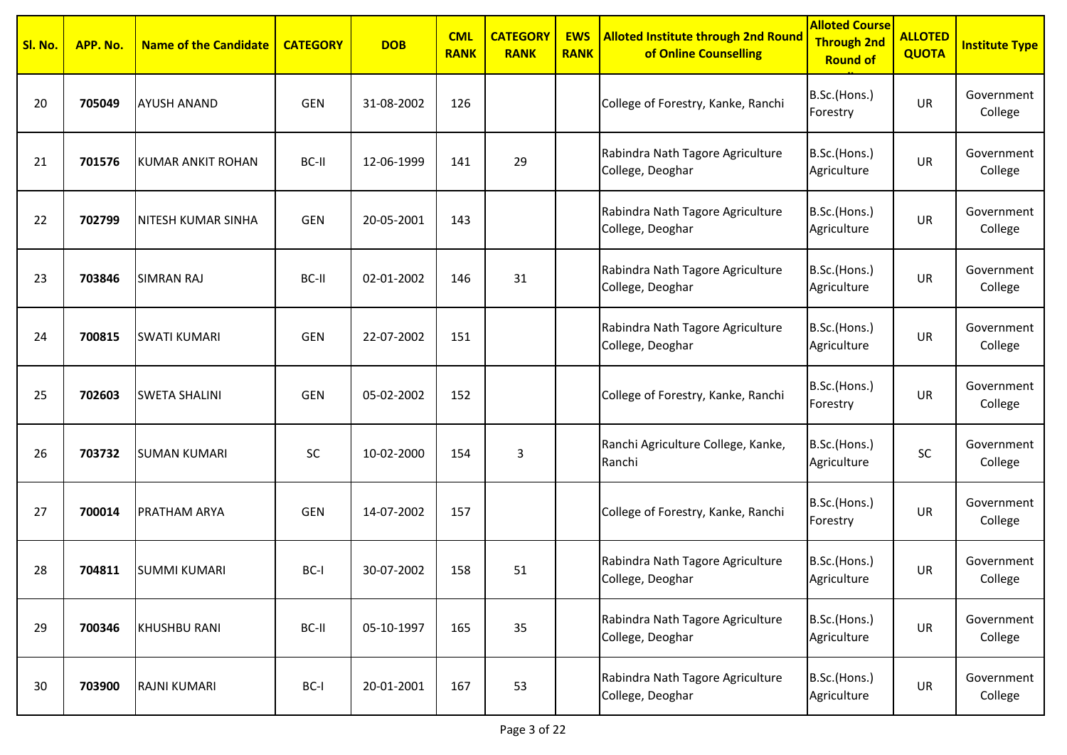| Sl. No. | APP. No. | Name of the Candidate | CATEGORY | DOB | CML RANK | CATEGORY RANK | EWS RANK | Alloted Institute through 2nd Round of Online Counselling | Alloted Course Through 2nd Round of ... | ALLOTED QUOTA | Institute Type |
|---|---|---|---|---|---|---|---|---|---|---|---|
| 20 | **705049** | AYUSH ANAND | GEN | 31-08-2002 | 126 | | | College of Forestry, Kanke, Ranchi | B.Sc.(Hons.) Forestry | UR | Government College |
| 21 | **701576** | KUMAR ANKIT ROHAN | BC-II | 12-06-1999 | 141 | 29 | | Rabindra Nath Tagore Agriculture College, Deoghar | B.Sc.(Hons.) Agriculture | UR | Government College |
| 22 | **702799** | NITESH KUMAR SINHA | GEN | 20-05-2001 | 143 | | | Rabindra Nath Tagore Agriculture College, Deoghar | B.Sc.(Hons.) Agriculture | UR | Government College |
| 23 | **703846** | SIMRAN RAJ | BC-II | 02-01-2002 | 146 | 31 | | Rabindra Nath Tagore Agriculture College, Deoghar | B.Sc.(Hons.) Agriculture | UR | Government College |
| 24 | **700815** | SWATI KUMARI | GEN | 22-07-2002 | 151 | | | Rabindra Nath Tagore Agriculture College, Deoghar | B.Sc.(Hons.) Agriculture | UR | Government College |
| 25 | **702603** | SWETA SHALINI | GEN | 05-02-2002 | 152 | | | College of Forestry, Kanke, Ranchi | B.Sc.(Hons.) Forestry | UR | Government College |
| 26 | **703732** | SUMAN KUMARI | SC | 10-02-2000 | 154 | 3 | | Ranchi Agriculture College, Kanke, Ranchi | B.Sc.(Hons.) Agriculture | SC | Government College |
| 27 | **700014** | PRATHAM ARYA | GEN | 14-07-2002 | 157 | | | College of Forestry, Kanke, Ranchi | B.Sc.(Hons.) Forestry | UR | Government College |
| 28 | **704811** | SUMMI KUMARI | BC-I | 30-07-2002 | 158 | 51 | | Rabindra Nath Tagore Agriculture College, Deoghar | B.Sc.(Hons.) Agriculture | UR | Government College |
| 29 | **700346** | KHUSHBU RANI | BC-II | 05-10-1997 | 165 | 35 | | Rabindra Nath Tagore Agriculture College, Deoghar | B.Sc.(Hons.) Agriculture | UR | Government College |
| 30 | **703900** | RAJNI KUMARI | BC-I | 20-01-2001 | 167 | 53 | | Rabindra Nath Tagore Agriculture College, Deoghar | B.Sc.(Hons.) Agriculture | UR | Government College |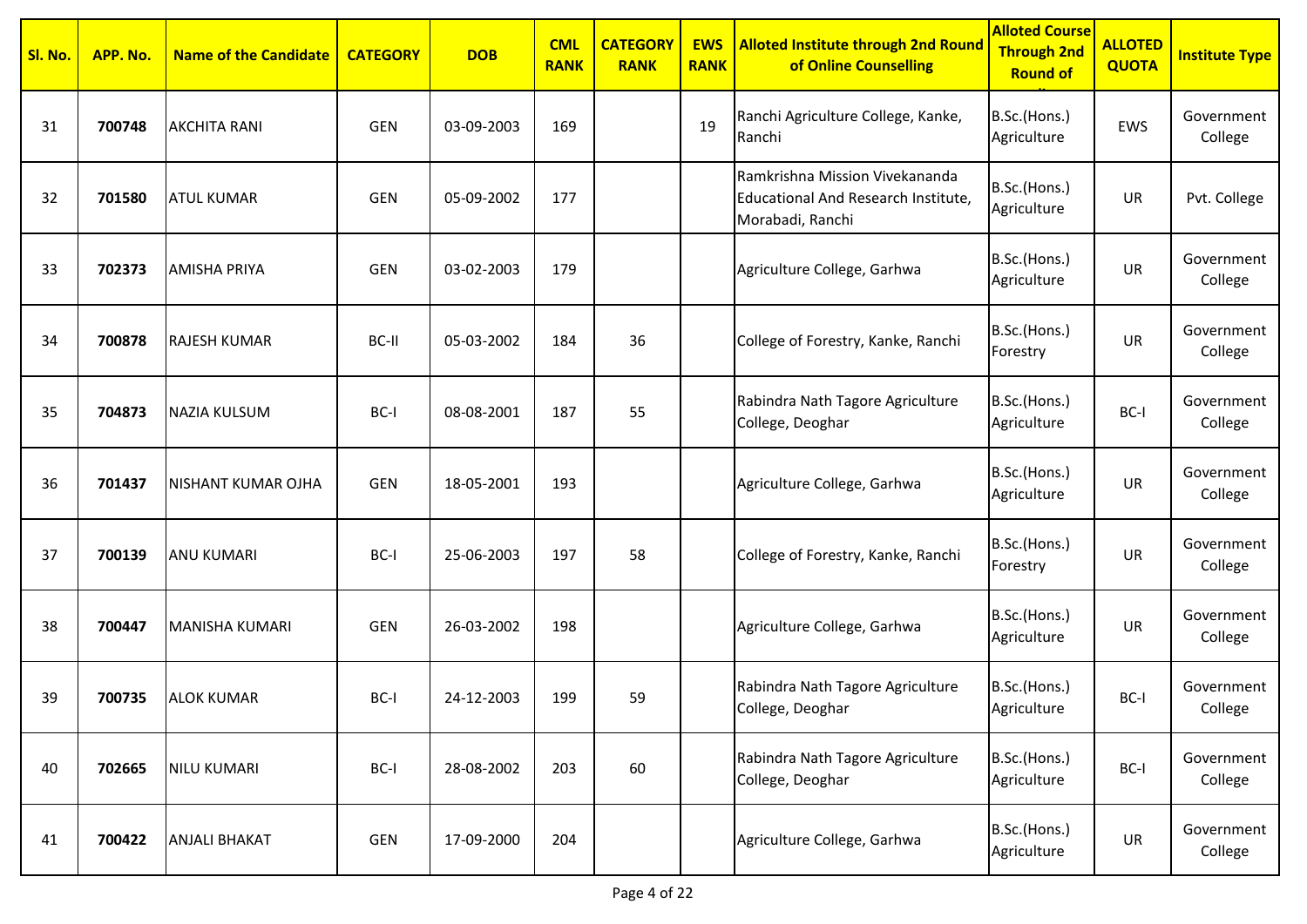| Sl. No. | APP. No. | Name of the Candidate | CATEGORY | DOB | CML RANK | CATEGORY RANK | EWS RANK | Alloted Institute through 2nd Round of Online Counselling | Alloted Course Through 2nd Round of | ALLOTED QUOTA | Institute Type |
|---|---|---|---|---|---|---|---|---|---|---|---|
| 31 | **700748** | AKCHITA RANI | GEN | 03-09-2003 | 169 | | 19 | Ranchi Agriculture College, Kanke, Ranchi | B.Sc.(Hons.) Agriculture | EWS | Government College |
| 32 | **701580** | ATUL KUMAR | GEN | 05-09-2002 | 177 | | | Ramkrishna Mission Vivekananda Educational And Research Institute, Morabadi, Ranchi | B.Sc.(Hons.) Agriculture | UR | Pvt. College |
| 33 | **702373** | AMISHA PRIYA | GEN | 03-02-2003 | 179 | | | Agriculture College, Garhwa | B.Sc.(Hons.) Agriculture | UR | Government College |
| 34 | **700878** | RAJESH KUMAR | BC-II | 05-03-2002 | 184 | 36 | | College of Forestry, Kanke, Ranchi | B.Sc.(Hons.) Forestry | UR | Government College |
| 35 | **704873** | NAZIA KULSUM | BC-I | 08-08-2001 | 187 | 55 | | Rabindra Nath Tagore Agriculture College, Deoghar | B.Sc.(Hons.) Agriculture | BC-I | Government College |
| 36 | **701437** | NISHANT KUMAR OJHA | GEN | 18-05-2001 | 193 | | | Agriculture College, Garhwa | B.Sc.(Hons.) Agriculture | UR | Government College |
| 37 | **700139** | ANU KUMARI | BC-I | 25-06-2003 | 197 | 58 | | College of Forestry, Kanke, Ranchi | B.Sc.(Hons.) Forestry | UR | Government College |
| 38 | **700447** | MANISHA KUMARI | GEN | 26-03-2002 | 198 | | | Agriculture College, Garhwa | B.Sc.(Hons.) Agriculture | UR | Government College |
| 39 | **700735** | ALOK KUMAR | BC-I | 24-12-2003 | 199 | 59 | | Rabindra Nath Tagore Agriculture College, Deoghar | B.Sc.(Hons.) Agriculture | BC-I | Government College |
| 40 | **702665** | NILU KUMARI | BC-I | 28-08-2002 | 203 | 60 | | Rabindra Nath Tagore Agriculture College, Deoghar | B.Sc.(Hons.) Agriculture | BC-I | Government College |
| 41 | **700422** | ANJALI BHAKAT | GEN | 17-09-2000 | 204 | | | Agriculture College, Garhwa | B.Sc.(Hons.) Agriculture | UR | Government College |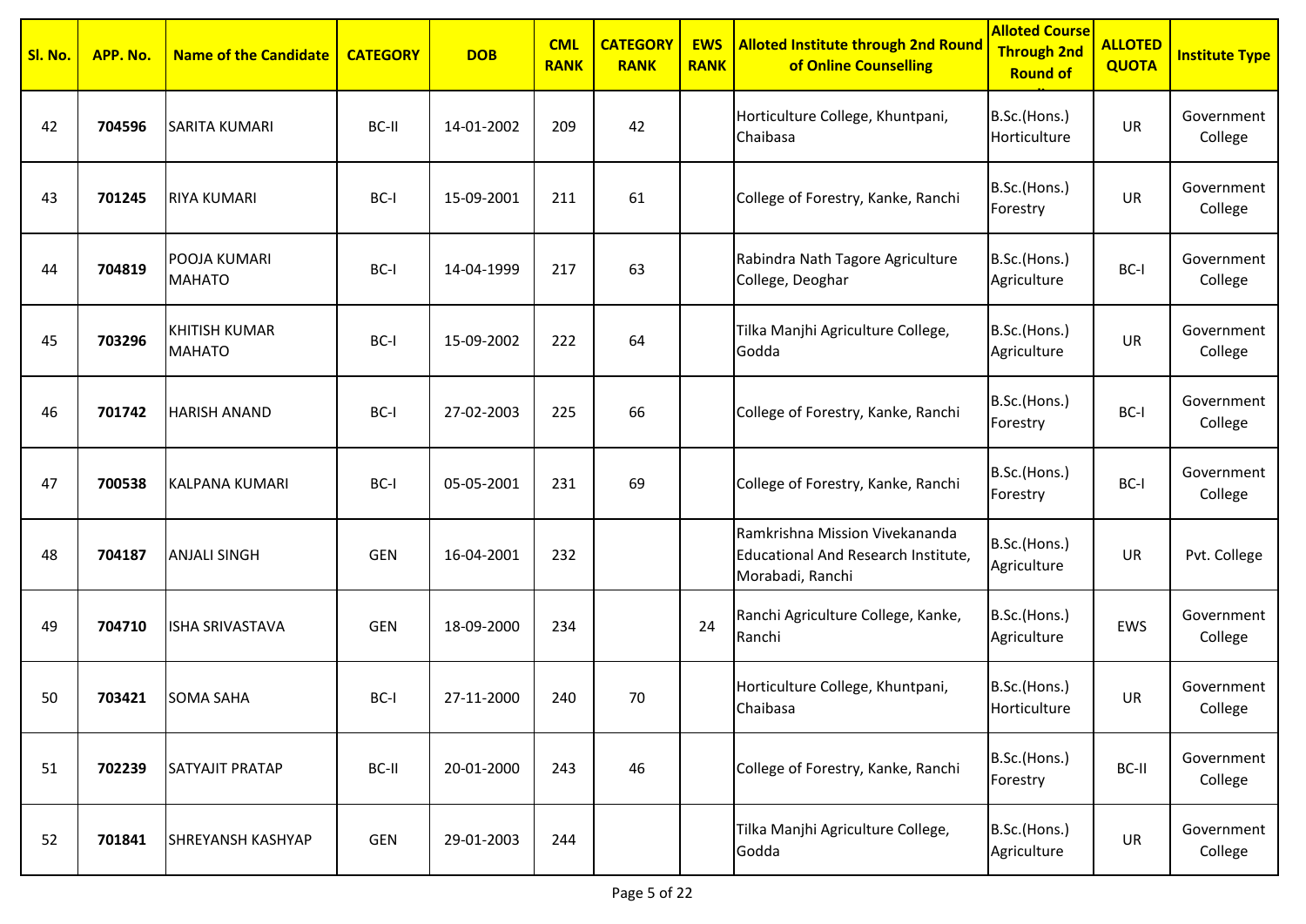| Sl. No. | APP. No. | Name of the Candidate | CATEGORY | DOB | CML RANK | CATEGORY RANK | EWS RANK | Alloted Institute through 2nd Round of Online Counselling | Alloted Course Through 2nd Round of ... | ALLOTED QUOTA | Institute Type |
|---|---|---|---|---|---|---|---|---|---|---|---|
| 42 | **704596** | SARITA KUMARI | BC-II | 14-01-2002 | 209 | 42 | | Horticulture College, Khuntpani, Chaibasa | B.Sc.(Hons.) Horticulture | UR | Government College |
| 43 | **701245** | RIYA KUMARI | BC-I | 15-09-2001 | 211 | 61 | | College of Forestry, Kanke, Ranchi | B.Sc.(Hons.) Forestry | UR | Government College |
| 44 | **704819** | POOJA KUMARI MAHATO | BC-I | 14-04-1999 | 217 | 63 | | Rabindra Nath Tagore Agriculture College, Deoghar | B.Sc.(Hons.) Agriculture | BC-I | Government College |
| 45 | **703296** | KHITISH KUMAR MAHATO | BC-I | 15-09-2002 | 222 | 64 | | Tilka Manjhi Agriculture College, Godda | B.Sc.(Hons.) Agriculture | UR | Government College |
| 46 | **701742** | HARISH ANAND | BC-I | 27-02-2003 | 225 | 66 | | College of Forestry, Kanke, Ranchi | B.Sc.(Hons.) Forestry | BC-I | Government College |
| 47 | **700538** | KALPANA KUMARI | BC-I | 05-05-2001 | 231 | 69 | | College of Forestry, Kanke, Ranchi | B.Sc.(Hons.) Forestry | BC-I | Government College |
| 48 | **704187** | ANJALI SINGH | GEN | 16-04-2001 | 232 | | | Ramkrishna Mission Vivekananda Educational And Research Institute, Morabadi, Ranchi | B.Sc.(Hons.) Agriculture | UR | Pvt. College |
| 49 | **704710** | ISHA SRIVASTAVA | GEN | 18-09-2000 | 234 | | 24 | Ranchi Agriculture College, Kanke, Ranchi | B.Sc.(Hons.) Agriculture | EWS | Government College |
| 50 | **703421** | SOMA SAHA | BC-I | 27-11-2000 | 240 | 70 | | Horticulture College, Khuntpani, Chaibasa | B.Sc.(Hons.) Horticulture | UR | Government College |
| 51 | **702239** | SATYAJIT PRATAP | BC-II | 20-01-2000 | 243 | 46 | | College of Forestry, Kanke, Ranchi | B.Sc.(Hons.) Forestry | BC-II | Government College |
| 52 | **701841** | SHREYANSH KASHYAP | GEN | 29-01-2003 | 244 | | | Tilka Manjhi Agriculture College, Godda | B.Sc.(Hons.) Agriculture | UR | Government College |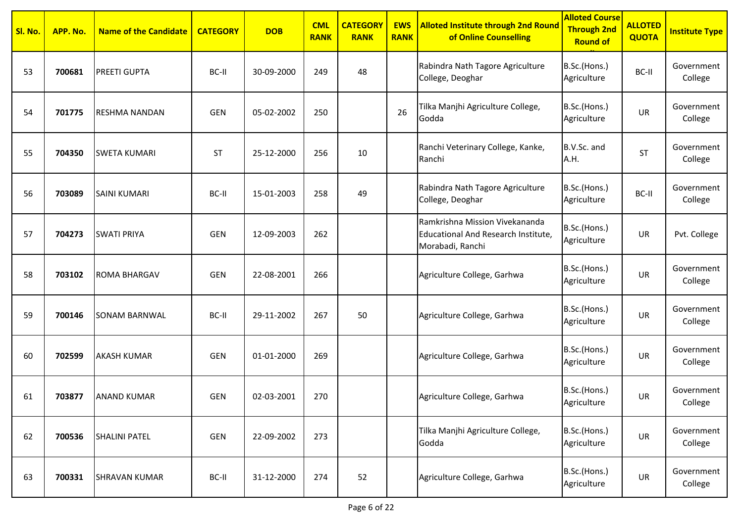| Sl. No. | APP. No. | Name of the Candidate | CATEGORY | DOB | CML RANK | CATEGORY RANK | EWS RANK | Alloted Institute through 2nd Round of Online Counselling | Alloted Course Through 2nd Round of | ALLOTED QUOTA | Institute Type |
|---|---|---|---|---|---|---|---|---|---|---|---|
| 53 | **700681** | PREETI GUPTA | BC-II | 30-09-2000 | 249 | 48 | | Rabindra Nath Tagore Agriculture College, Deoghar | B.Sc.(Hons.) Agriculture | BC-II | Government College |
| 54 | **701775** | RESHMA NANDAN | GEN | 05-02-2002 | 250 | | 26 | Tilka Manjhi Agriculture College, Godda | B.Sc.(Hons.) Agriculture | UR | Government College |
| 55 | **704350** | SWETA KUMARI | ST | 25-12-2000 | 256 | 10 | | Ranchi Veterinary College, Kanke, Ranchi | B.V.Sc. and A.H. | ST | Government College |
| 56 | **703089** | SAINI KUMARI | BC-II | 15-01-2003 | 258 | 49 | | Rabindra Nath Tagore Agriculture College, Deoghar | B.Sc.(Hons.) Agriculture | BC-II | Government College |
| 57 | **704273** | SWATI PRIYA | GEN | 12-09-2003 | 262 | | | Ramkrishna Mission Vivekananda Educational And Research Institute, Morabadi, Ranchi | B.Sc.(Hons.) Agriculture | UR | Pvt. College |
| 58 | **703102** | ROMA BHARGAV | GEN | 22-08-2001 | 266 | | | Agriculture College, Garhwa | B.Sc.(Hons.) Agriculture | UR | Government College |
| 59 | **700146** | SONAM BARNWAL | BC-II | 29-11-2002 | 267 | 50 | | Agriculture College, Garhwa | B.Sc.(Hons.) Agriculture | UR | Government College |
| 60 | **702599** | AKASH KUMAR | GEN | 01-01-2000 | 269 | | | Agriculture College, Garhwa | B.Sc.(Hons.) Agriculture | UR | Government College |
| 61 | **703877** | ANAND KUMAR | GEN | 02-03-2001 | 270 | | | Agriculture College, Garhwa | B.Sc.(Hons.) Agriculture | UR | Government College |
| 62 | **700536** | SHALINI PATEL | GEN | 22-09-2002 | 273 | | | Tilka Manjhi Agriculture College, Godda | B.Sc.(Hons.) Agriculture | UR | Government College |
| 63 | **700331** | SHRAVAN KUMAR | BC-II | 31-12-2000 | 274 | 52 | | Agriculture College, Garhwa | B.Sc.(Hons.) Agriculture | UR | Government College |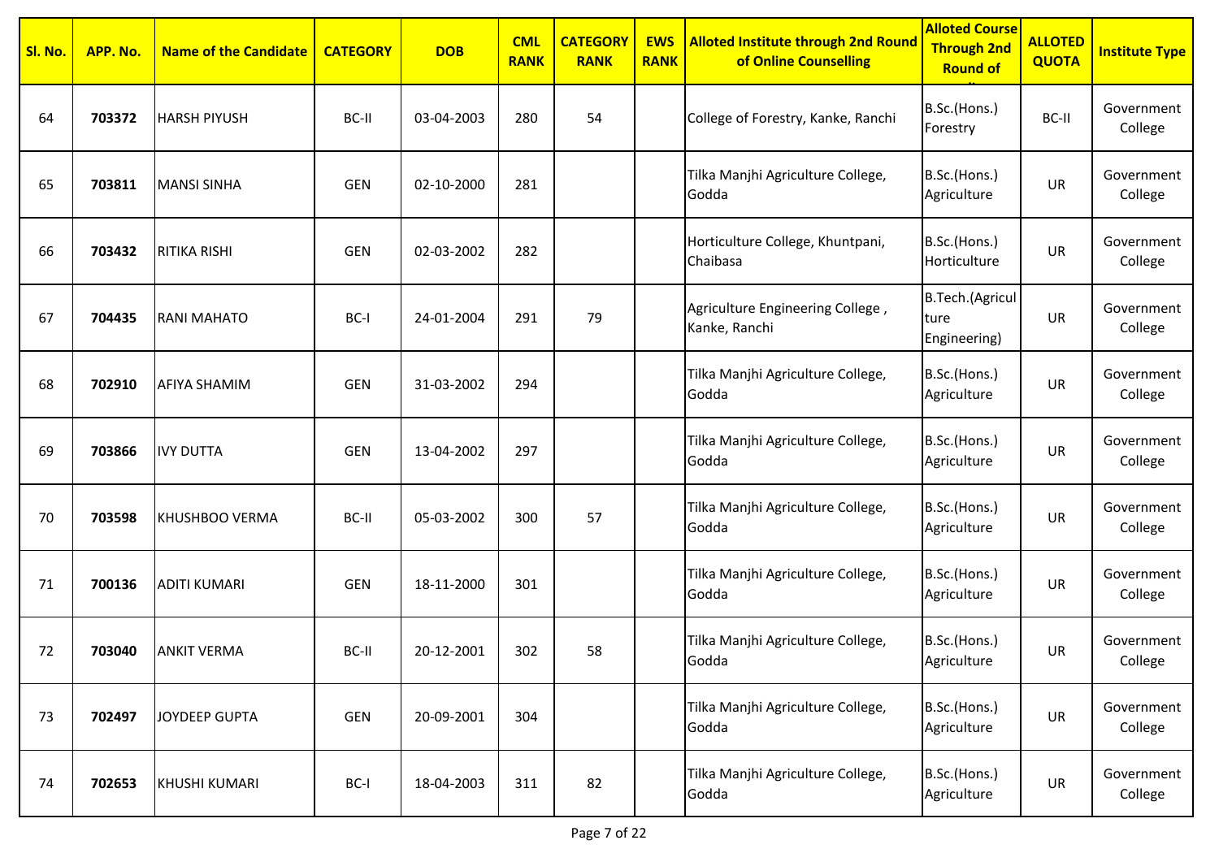| Sl. No. | APP. No. | Name of the Candidate | CATEGORY | DOB | CML RANK | CATEGORY RANK | EWS RANK | Alloted Institute through 2nd Round of Online Counselling | Alloted Course Through 2nd Round of ... | ALLOTED QUOTA | Institute Type |
|---|---|---|---|---|---|---|---|---|---|---|---|
| 64 | **703372** | HARSH PIYUSH | BC-II | 03-04-2003 | 280 | 54 | | College of Forestry, Kanke, Ranchi | B.Sc.(Hons.) Forestry | BC-II | Government College |
| 65 | **703811** | MANSI SINHA | GEN | 02-10-2000 | 281 | | | Tilka Manjhi Agriculture College, Godda | B.Sc.(Hons.) Agriculture | UR | Government College |
| 66 | **703432** | RITIKA RISHI | GEN | 02-03-2002 | 282 | | | Horticulture College, Khuntpani, Chaibasa | B.Sc.(Hons.) Horticulture | UR | Government College |
| 67 | **704435** | RANI MAHATO | BC-I | 24-01-2004 | 291 | 79 | | Agriculture Engineering College , Kanke, Ranchi | B.Tech.(Agriculture Engineering) | UR | Government College |
| 68 | **702910** | AFIYA SHAMIM | GEN | 31-03-2002 | 294 | | | Tilka Manjhi Agriculture College, Godda | B.Sc.(Hons.) Agriculture | UR | Government College |
| 69 | **703866** | IVY DUTTA | GEN | 13-04-2002 | 297 | | | Tilka Manjhi Agriculture College, Godda | B.Sc.(Hons.) Agriculture | UR | Government College |
| 70 | **703598** | KHUSHBOO VERMA | BC-II | 05-03-2002 | 300 | 57 | | Tilka Manjhi Agriculture College, Godda | B.Sc.(Hons.) Agriculture | UR | Government College |
| 71 | **700136** | ADITI KUMARI | GEN | 18-11-2000 | 301 | | | Tilka Manjhi Agriculture College, Godda | B.Sc.(Hons.) Agriculture | UR | Government College |
| 72 | **703040** | ANKIT VERMA | BC-II | 20-12-2001 | 302 | 58 | | Tilka Manjhi Agriculture College, Godda | B.Sc.(Hons.) Agriculture | UR | Government College |
| 73 | **702497** | JOYDEEP GUPTA | GEN | 20-09-2001 | 304 | | | Tilka Manjhi Agriculture College, Godda | B.Sc.(Hons.) Agriculture | UR | Government College |
| 74 | **702653** | KHUSHI KUMARI | BC-I | 18-04-2003 | 311 | 82 | | Tilka Manjhi Agriculture College, Godda | B.Sc.(Hons.) Agriculture | UR | Government College |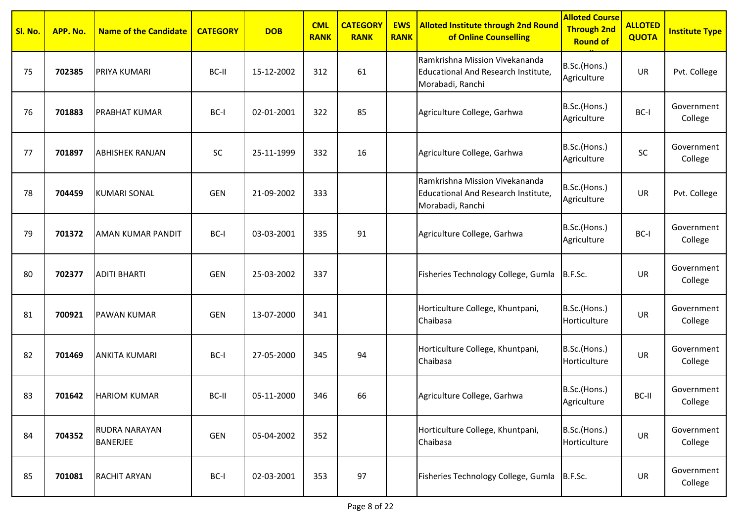| Sl. No. | APP. No. | Name of the Candidate | CATEGORY | DOB | CML RANK | CATEGORY RANK | EWS RANK | Alloted Institute through 2nd Round of Online Counselling | Alloted Course Through 2nd Round of ... | ALLOTED QUOTA | Institute Type |
|---|---|---|---|---|---|---|---|---|---|---|---|
| 75 | **702385** | PRIYA KUMARI | BC-II | 15-12-2002 | 312 | 61 | | Ramkrishna Mission Vivekananda Educational And Research Institute, Morabadi, Ranchi | B.Sc.(Hons.) Agriculture | UR | Pvt. College |
| 76 | **701883** | PRABHAT KUMAR | BC-I | 02-01-2001 | 322 | 85 | | Agriculture College, Garhwa | B.Sc.(Hons.) Agriculture | BC-I | Government College |
| 77 | **701897** | ABHISHEK RANJAN | SC | 25-11-1999 | 332 | 16 | | Agriculture College, Garhwa | B.Sc.(Hons.) Agriculture | SC | Government College |
| 78 | **704459** | KUMARI SONAL | GEN | 21-09-2002 | 333 | | | Ramkrishna Mission Vivekananda Educational And Research Institute, Morabadi, Ranchi | B.Sc.(Hons.) Agriculture | UR | Pvt. College |
| 79 | **701372** | AMAN KUMAR PANDIT | BC-I | 03-03-2001 | 335 | 91 | | Agriculture College, Garhwa | B.Sc.(Hons.) Agriculture | BC-I | Government College |
| 80 | **702377** | ADITI BHARTI | GEN | 25-03-2002 | 337 | | | Fisheries Technology College, Gumla | B.F.Sc. | UR | Government College |
| 81 | **700921** | PAWAN KUMAR | GEN | 13-07-2000 | 341 | | | Horticulture College, Khuntpani, Chaibasa | B.Sc.(Hons.) Horticulture | UR | Government College |
| 82 | **701469** | ANKITA KUMARI | BC-I | 27-05-2000 | 345 | 94 | | Horticulture College, Khuntpani, Chaibasa | B.Sc.(Hons.) Horticulture | UR | Government College |
| 83 | **701642** | HARIOM KUMAR | BC-II | 05-11-2000 | 346 | 66 | | Agriculture College, Garhwa | B.Sc.(Hons.) Agriculture | BC-II | Government College |
| 84 | **704352** | RUDRA NARAYAN BANERJEE | GEN | 05-04-2002 | 352 | | | Horticulture College, Khuntpani, Chaibasa | B.Sc.(Hons.) Horticulture | UR | Government College |
| 85 | **701081** | RACHIT ARYAN | BC-I | 02-03-2001 | 353 | 97 | | Fisheries Technology College, Gumla | B.F.Sc. | UR | Government College |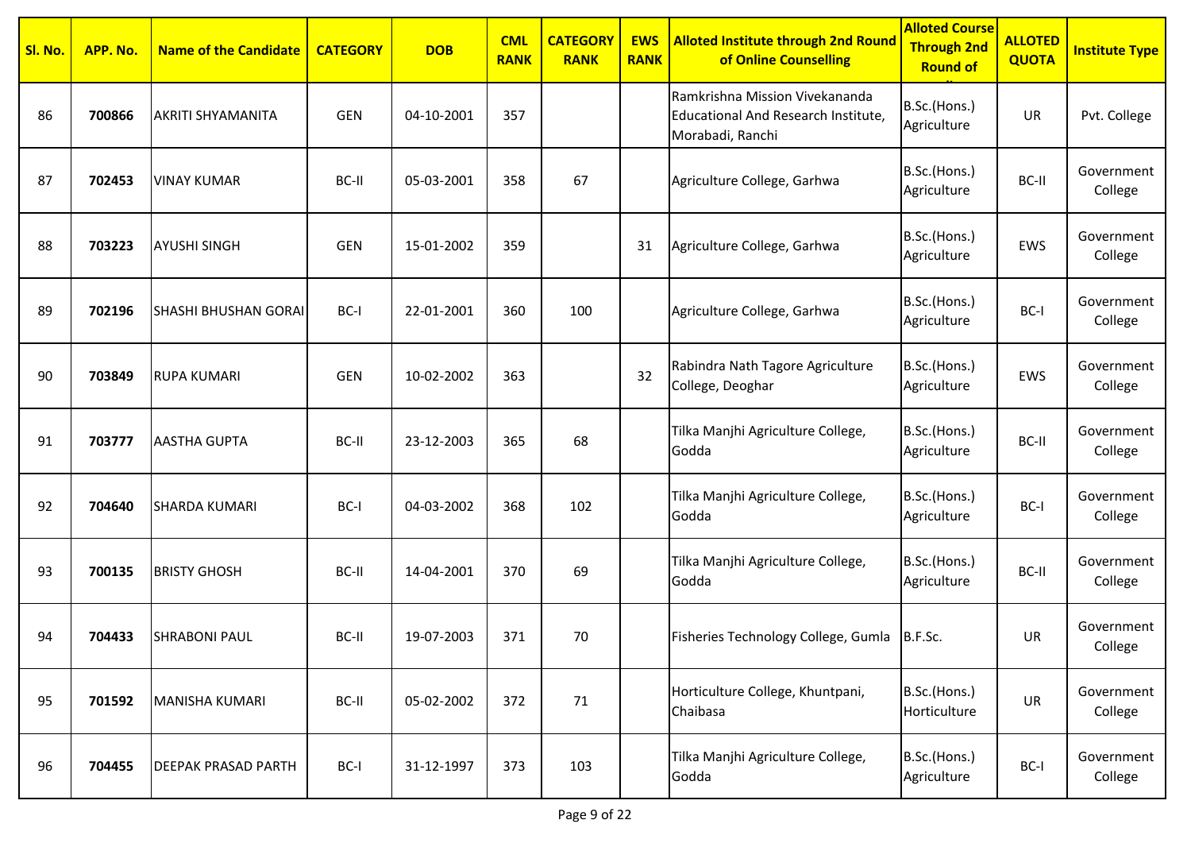| Sl. No. | APP. No. | Name of the Candidate | CATEGORY | DOB | CML RANK | CATEGORY RANK | EWS RANK | Alloted Institute through 2nd Round of Online Counselling | Alloted Course Through 2nd Round of ... | ALLOTED QUOTA | Institute Type |
|---|---|---|---|---|---|---|---|---|---|---|---|
| 86 | **700866** | AKRITI SHYAMANITA | GEN | 04-10-2001 | 357 | | | Ramkrishna Mission Vivekananda Educational And Research Institute, Morabadi, Ranchi | B.Sc.(Hons.) Agriculture | UR | Pvt. College |
| 87 | **702453** | VINAY KUMAR | BC-II | 05-03-2001 | 358 | 67 | | Agriculture College, Garhwa | B.Sc.(Hons.) Agriculture | BC-II | Government College |
| 88 | **703223** | AYUSHI SINGH | GEN | 15-01-2002 | 359 | | 31 | Agriculture College, Garhwa | B.Sc.(Hons.) Agriculture | EWS | Government College |
| 89 | **702196** | SHASHI BHUSHAN GORAI | BC-I | 22-01-2001 | 360 | 100 | | Agriculture College, Garhwa | B.Sc.(Hons.) Agriculture | BC-I | Government College |
| 90 | **703849** | RUPA KUMARI | GEN | 10-02-2002 | 363 | | 32 | Rabindra Nath Tagore Agriculture College, Deoghar | B.Sc.(Hons.) Agriculture | EWS | Government College |
| 91 | **703777** | AASTHA GUPTA | BC-II | 23-12-2003 | 365 | 68 | | Tilka Manjhi Agriculture College, Godda | B.Sc.(Hons.) Agriculture | BC-II | Government College |
| 92 | **704640** | SHARDA KUMARI | BC-I | 04-03-2002 | 368 | 102 | | Tilka Manjhi Agriculture College, Godda | B.Sc.(Hons.) Agriculture | BC-I | Government College |
| 93 | **700135** | BRISTY GHOSH | BC-II | 14-04-2001 | 370 | 69 | | Tilka Manjhi Agriculture College, Godda | B.Sc.(Hons.) Agriculture | BC-II | Government College |
| 94 | **704433** | SHRABONI PAUL | BC-II | 19-07-2003 | 371 | 70 | | Fisheries Technology College, Gumla | B.F.Sc. | UR | Government College |
| 95 | **701592** | MANISHA KUMARI | BC-II | 05-02-2002 | 372 | 71 | | Horticulture College, Khuntpani, Chaibasa | B.Sc.(Hons.) Horticulture | UR | Government College |
| 96 | **704455** | DEEPAK PRASAD PARTH | BC-I | 31-12-1997 | 373 | 103 | | Tilka Manjhi Agriculture College, Godda | B.Sc.(Hons.) Agriculture | BC-I | Government College |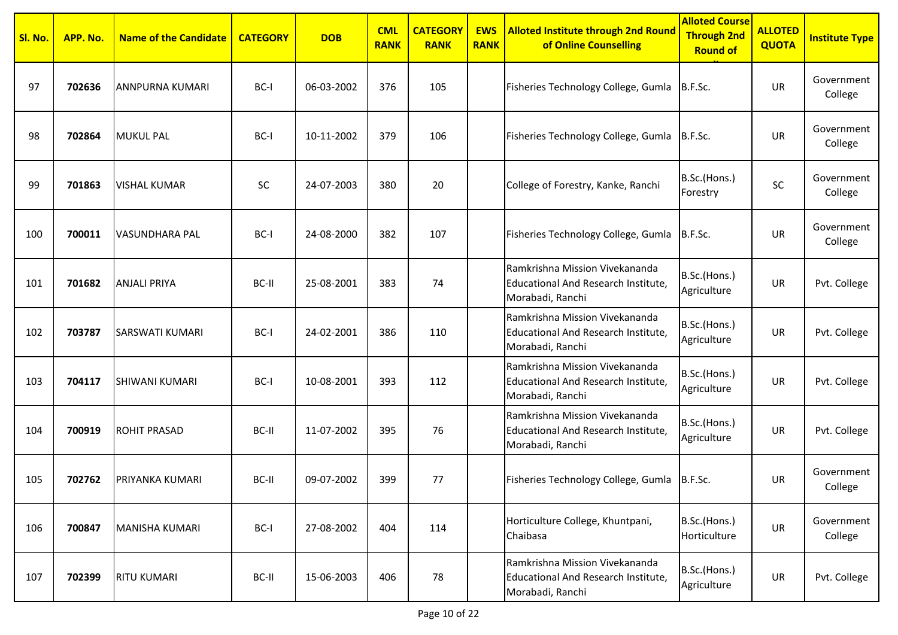| Sl. No. | APP. No. | Name of the Candidate | CATEGORY | DOB | CML RANK | CATEGORY RANK | EWS RANK | Alloted Institute through 2nd Round of Online Counselling | Alloted Course Through 2nd Round of ... | ALLOTED QUOTA | Institute Type |
|---|---|---|---|---|---|---|---|---|---|---|---|
| 97 | **702636** | ANNPURNA KUMARI | BC-I | 06-03-2002 | 376 | 105 | | Fisheries Technology College, Gumla | B.F.Sc. | UR | Government College |
| 98 | **702864** | MUKUL PAL | BC-I | 10-11-2002 | 379 | 106 | | Fisheries Technology College, Gumla | B.F.Sc. | UR | Government College |
| 99 | **701863** | VISHAL KUMAR | SC | 24-07-2003 | 380 | 20 | | College of Forestry, Kanke, Ranchi | B.Sc.(Hons.) Forestry | SC | Government College |
| 100 | **700011** | VASUNDHARA PAL | BC-I | 24-08-2000 | 382 | 107 | | Fisheries Technology College, Gumla | B.F.Sc. | UR | Government College |
| 101 | **701682** | ANJALI PRIYA | BC-II | 25-08-2001 | 383 | 74 | | Ramkrishna Mission Vivekananda Educational And Research Institute, Morabadi, Ranchi | B.Sc.(Hons.) Agriculture | UR | Pvt. College |
| 102 | **703787** | SARSWATI KUMARI | BC-I | 24-02-2001 | 386 | 110 | | Ramkrishna Mission Vivekananda Educational And Research Institute, Morabadi, Ranchi | B.Sc.(Hons.) Agriculture | UR | Pvt. College |
| 103 | **704117** | SHIWANI KUMARI | BC-I | 10-08-2001 | 393 | 112 | | Ramkrishna Mission Vivekananda Educational And Research Institute, Morabadi, Ranchi | B.Sc.(Hons.) Agriculture | UR | Pvt. College |
| 104 | **700919** | ROHIT PRASAD | BC-II | 11-07-2002 | 395 | 76 | | Ramkrishna Mission Vivekananda Educational And Research Institute, Morabadi, Ranchi | B.Sc.(Hons.) Agriculture | UR | Pvt. College |
| 105 | **702762** | PRIYANKA KUMARI | BC-II | 09-07-2002 | 399 | 77 | | Fisheries Technology College, Gumla | B.F.Sc. | UR | Government College |
| 106 | **700847** | MANISHA KUMARI | BC-I | 27-08-2002 | 404 | 114 | | Horticulture College, Khuntpani, Chaibasa | B.Sc.(Hons.) Horticulture | UR | Government College |
| 107 | **702399** | RITU KUMARI | BC-II | 15-06-2003 | 406 | 78 | | Ramkrishna Mission Vivekananda Educational And Research Institute, Morabadi, Ranchi | B.Sc.(Hons.) Agriculture | UR | Pvt. College |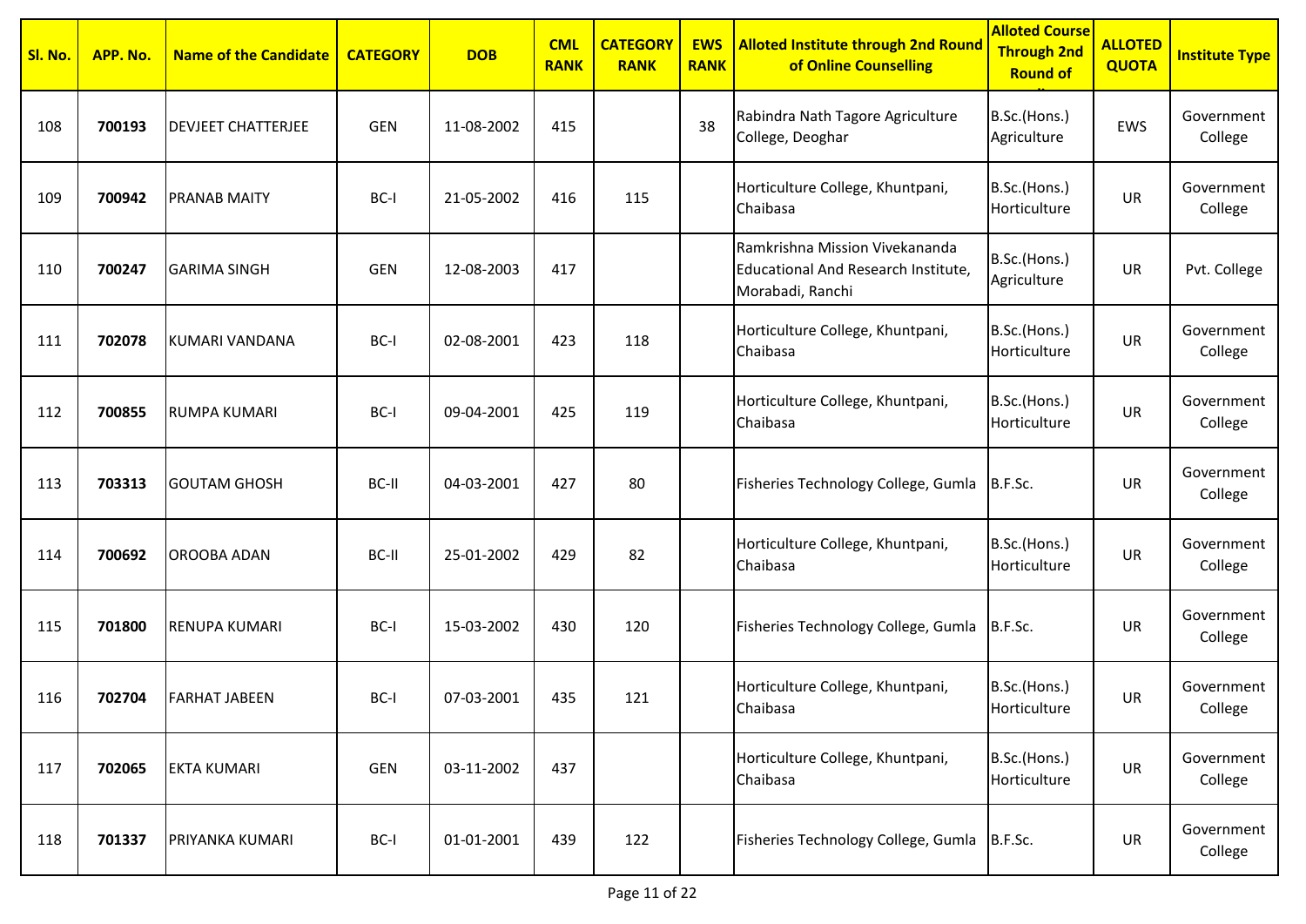| Sl. No. | APP. No. | Name of the Candidate | CATEGORY | DOB | CML RANK | CATEGORY RANK | EWS RANK | Alloted Institute through 2nd Round of Online Counselling | Alloted Course Through 2nd Round of | ALLOTED QUOTA | Institute Type |
|---|---|---|---|---|---|---|---|---|---|---|---|
| 108 | **700193** | DEVJEET CHATTERJEE | GEN | 11-08-2002 | 415 | | 38 | Rabindra Nath Tagore Agriculture College, Deoghar | B.Sc.(Hons.) Agriculture | EWS | Government College |
| 109 | **700942** | PRANAB MAITY | BC-I | 21-05-2002 | 416 | 115 | | Horticulture College, Khuntpani, Chaibasa | B.Sc.(Hons.) Horticulture | UR | Government College |
| 110 | **700247** | GARIMA SINGH | GEN | 12-08-2003 | 417 | | | Ramkrishna Mission Vivekananda Educational And Research Institute, Morabadi, Ranchi | B.Sc.(Hons.) Agriculture | UR | Pvt. College |
| 111 | **702078** | KUMARI VANDANA | BC-I | 02-08-2001 | 423 | 118 | | Horticulture College, Khuntpani, Chaibasa | B.Sc.(Hons.) Horticulture | UR | Government College |
| 112 | **700855** | RUMPA KUMARI | BC-I | 09-04-2001 | 425 | 119 | | Horticulture College, Khuntpani, Chaibasa | B.Sc.(Hons.) Horticulture | UR | Government College |
| 113 | **703313** | GOUTAM GHOSH | BC-II | 04-03-2001 | 427 | 80 | | Fisheries Technology College, Gumla | B.F.Sc. | UR | Government College |
| 114 | **700692** | OROOBA ADAN | BC-II | 25-01-2002 | 429 | 82 | | Horticulture College, Khuntpani, Chaibasa | B.Sc.(Hons.) Horticulture | UR | Government College |
| 115 | **701800** | RENUPA KUMARI | BC-I | 15-03-2002 | 430 | 120 | | Fisheries Technology College, Gumla | B.F.Sc. | UR | Government College |
| 116 | **702704** | FARHAT JABEEN | BC-I | 07-03-2001 | 435 | 121 | | Horticulture College, Khuntpani, Chaibasa | B.Sc.(Hons.) Horticulture | UR | Government College |
| 117 | **702065** | EKTA KUMARI | GEN | 03-11-2002 | 437 | | | Horticulture College, Khuntpani, Chaibasa | B.Sc.(Hons.) Horticulture | UR | Government College |
| 118 | **701337** | PRIYANKA KUMARI | BC-I | 01-01-2001 | 439 | 122 | | Fisheries Technology College, Gumla | B.F.Sc. | UR | Government College |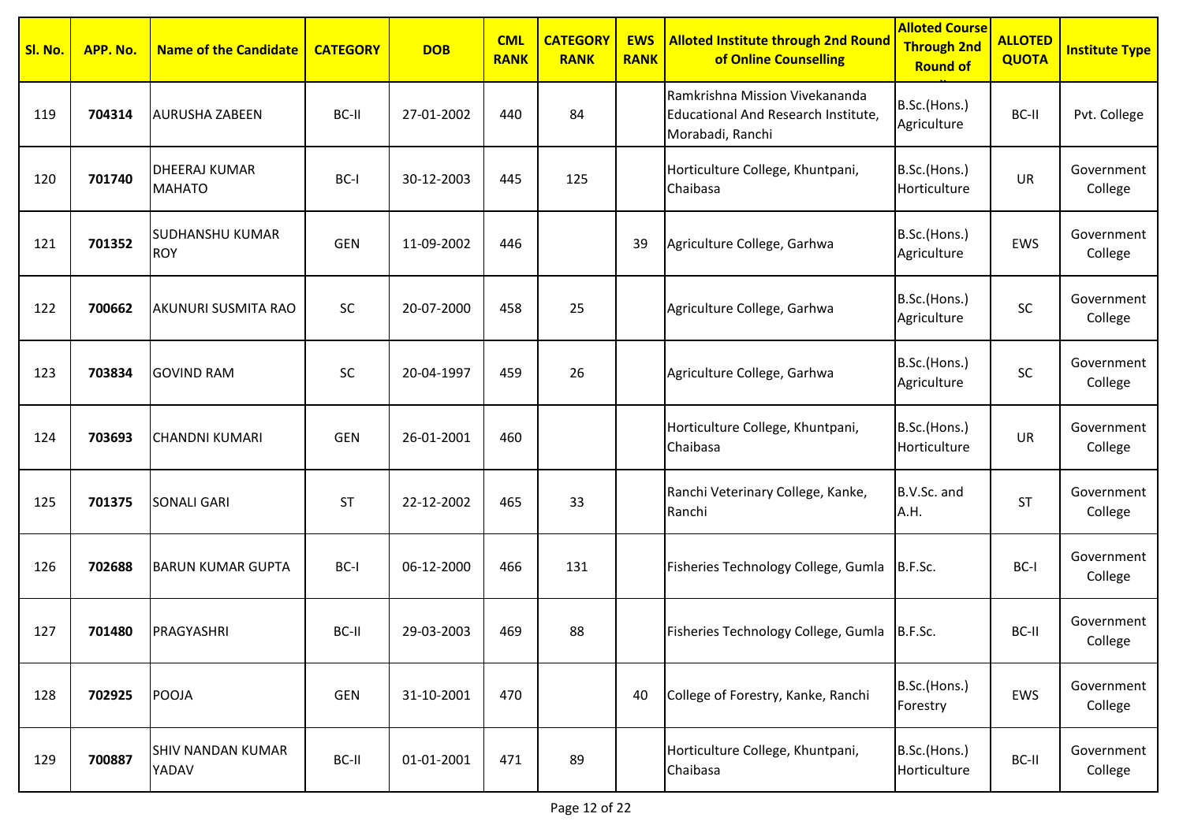| Sl. No. | APP. No. | Name of the Candidate | CATEGORY | DOB | CML RANK | CATEGORY RANK | EWS RANK | Alloted Institute through 2nd Round of Online Counselling | Alloted Course Through 2nd Round of ... | ALLOTED QUOTA | Institute Type |
|---|---|---|---|---|---|---|---|---|---|---|---|
| 119 | **704314** | AURUSHA ZABEEN | BC-II | 27-01-2002 | 440 | 84 | | Ramkrishna Mission Vivekananda Educational And Research Institute, Morabadi, Ranchi | B.Sc.(Hons.) Agriculture | BC-II | Pvt. College |
| 120 | **701740** | DHEERAJ KUMAR MAHATO | BC-I | 30-12-2003 | 445 | 125 | | Horticulture College, Khuntpani, Chaibasa | B.Sc.(Hons.) Horticulture | UR | Government College |
| 121 | **701352** | SUDHANSHU KUMAR ROY | GEN | 11-09-2002 | 446 | | 39 | Agriculture College, Garhwa | B.Sc.(Hons.) Agriculture | EWS | Government College |
| 122 | **700662** | AKUNURI SUSMITA RAO | SC | 20-07-2000 | 458 | 25 | | Agriculture College, Garhwa | B.Sc.(Hons.) Agriculture | SC | Government College |
| 123 | **703834** | GOVIND RAM | SC | 20-04-1997 | 459 | 26 | | Agriculture College, Garhwa | B.Sc.(Hons.) Agriculture | SC | Government College |
| 124 | **703693** | CHANDNI KUMARI | GEN | 26-01-2001 | 460 | | | Horticulture College, Khuntpani, Chaibasa | B.Sc.(Hons.) Horticulture | UR | Government College |
| 125 | **701375** | SONALI GARI | ST | 22-12-2002 | 465 | 33 | | Ranchi Veterinary College, Kanke, Ranchi | B.V.Sc. and A.H. | ST | Government College |
| 126 | **702688** | BARUN KUMAR GUPTA | BC-I | 06-12-2000 | 466 | 131 | | Fisheries Technology College, Gumla | B.F.Sc. | BC-I | Government College |
| 127 | **701480** | PRAGYASHRI | BC-II | 29-03-2003 | 469 | 88 | | Fisheries Technology College, Gumla | B.F.Sc. | BC-II | Government College |
| 128 | **702925** | POOJA | GEN | 31-10-2001 | 470 | | 40 | College of Forestry, Kanke, Ranchi | B.Sc.(Hons.) Forestry | EWS | Government College |
| 129 | **700887** | SHIV NANDAN KUMAR YADAV | BC-II | 01-01-2001 | 471 | 89 | | Horticulture College, Khuntpani, Chaibasa | B.Sc.(Hons.) Horticulture | BC-II | Government College |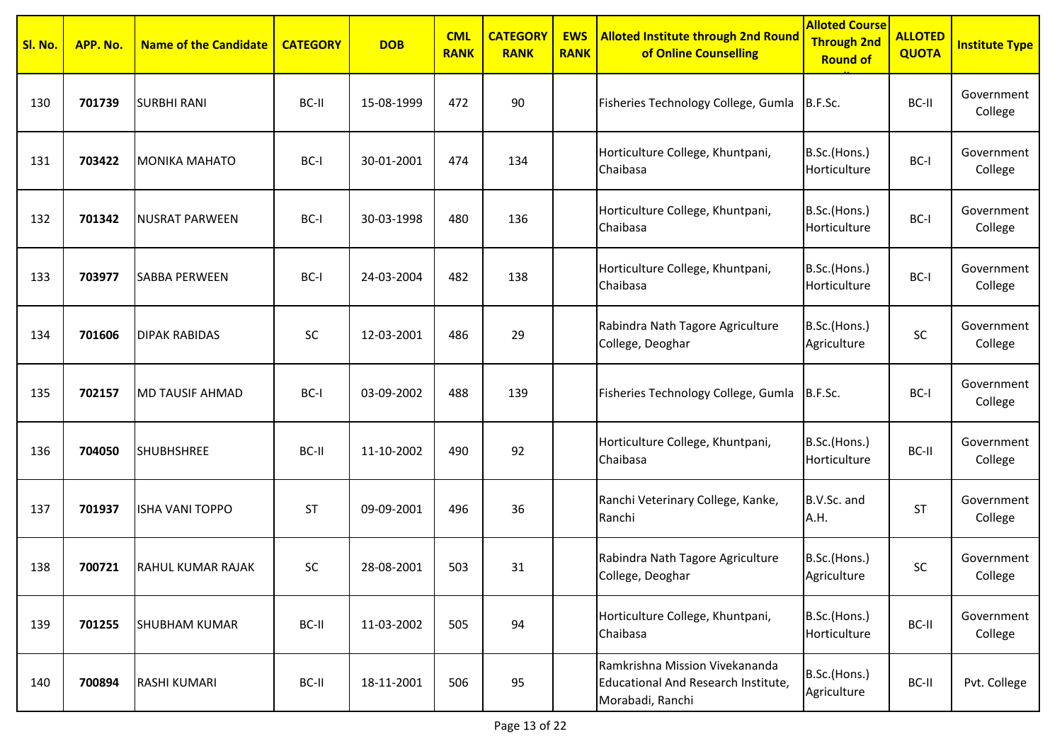| Sl. No. | APP. No. | Name of the Candidate | CATEGORY | DOB | CML RANK | CATEGORY RANK | EWS RANK | Alloted Institute through 2nd Round of Online Counselling | Alloted Course Through 2nd Round of ... | ALLOTED QUOTA | Institute Type |
|---|---|---|---|---|---|---|---|---|---|---|---|
| 130 | **701739** | SURBHI RANI | BC-II | 15-08-1999 | 472 | 90 | | Fisheries Technology College, Gumla | B.F.Sc. | BC-II | Government College |
| 131 | **703422** | MONIKA MAHATO | BC-I | 30-01-2001 | 474 | 134 | | Horticulture College, Khuntpani, Chaibasa | B.Sc.(Hons.) Horticulture | BC-I | Government College |
| 132 | **701342** | NUSRAT PARWEEN | BC-I | 30-03-1998 | 480 | 136 | | Horticulture College, Khuntpani, Chaibasa | B.Sc.(Hons.) Horticulture | BC-I | Government College |
| 133 | **703977** | SABBA PERWEEN | BC-I | 24-03-2004 | 482 | 138 | | Horticulture College, Khuntpani, Chaibasa | B.Sc.(Hons.) Horticulture | BC-I | Government College |
| 134 | **701606** | DIPAK RABIDAS | SC | 12-03-2001 | 486 | 29 | | Rabindra Nath Tagore Agriculture College, Deoghar | B.Sc.(Hons.) Agriculture | SC | Government College |
| 135 | **702157** | MD TAUSIF AHMAD | BC-I | 03-09-2002 | 488 | 139 | | Fisheries Technology College, Gumla | B.F.Sc. | BC-I | Government College |
| 136 | **704050** | SHUBHSHREE | BC-II | 11-10-2002 | 490 | 92 | | Horticulture College, Khuntpani, Chaibasa | B.Sc.(Hons.) Horticulture | BC-II | Government College |
| 137 | **701937** | ISHA VANI TOPPO | ST | 09-09-2001 | 496 | 36 | | Ranchi Veterinary College, Kanke, Ranchi | B.V.Sc. and A.H. | ST | Government College |
| 138 | **700721** | RAHUL KUMAR RAJAK | SC | 28-08-2001 | 503 | 31 | | Rabindra Nath Tagore Agriculture College, Deoghar | B.Sc.(Hons.) Agriculture | SC | Government College |
| 139 | **701255** | SHUBHAM KUMAR | BC-II | 11-03-2002 | 505 | 94 | | Horticulture College, Khuntpani, Chaibasa | B.Sc.(Hons.) Horticulture | BC-II | Government College |
| 140 | **700894** | RASHI KUMARI | BC-II | 18-11-2001 | 506 | 95 | | Ramkrishna Mission Vivekananda Educational And Research Institute, Morabadi, Ranchi | B.Sc.(Hons.) Agriculture | BC-II | Pvt. College |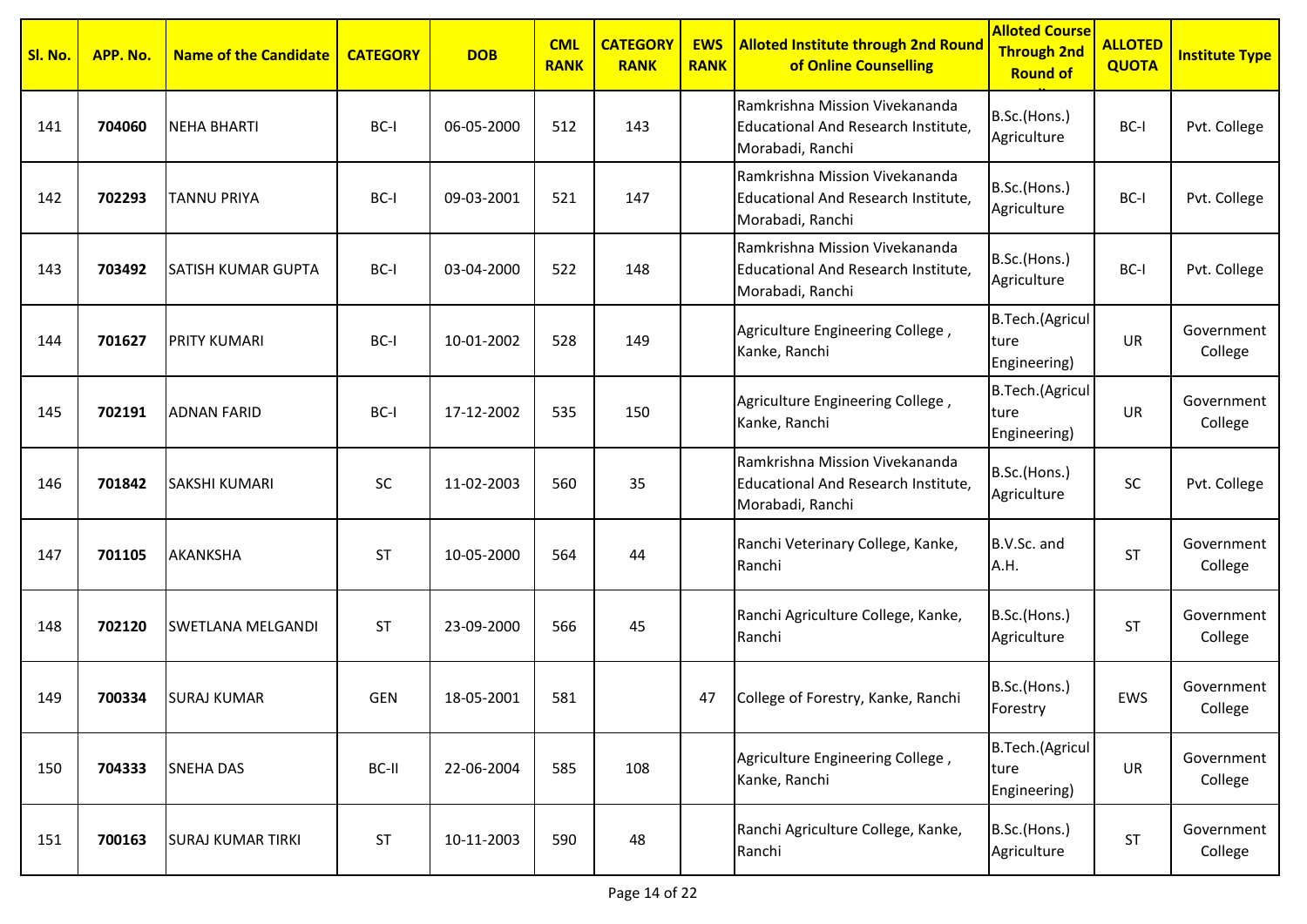| Sl. No. | APP. No. | Name of the Candidate | CATEGORY | DOB | CML RANK | CATEGORY RANK | EWS RANK | Alloted Institute through 2nd Round of Online Counselling | Alloted Course Through 2nd Round of ... | ALLOTED QUOTA | Institute Type |
|---|---|---|---|---|---|---|---|---|---|---|---|
| 141 | **704060** | NEHA BHARTI | BC-I | 06-05-2000 | 512 | 143 | | Ramkrishna Mission Vivekananda Educational And Research Institute, Morabadi, Ranchi | B.Sc.(Hons.) Agriculture | BC-I | Pvt. College |
| 142 | **702293** | TANNU PRIYA | BC-I | 09-03-2001 | 521 | 147 | | Ramkrishna Mission Vivekananda Educational And Research Institute, Morabadi, Ranchi | B.Sc.(Hons.) Agriculture | BC-I | Pvt. College |
| 143 | **703492** | SATISH KUMAR GUPTA | BC-I | 03-04-2000 | 522 | 148 | | Ramkrishna Mission Vivekananda Educational And Research Institute, Morabadi, Ranchi | B.Sc.(Hons.) Agriculture | BC-I | Pvt. College |
| 144 | **701627** | PRITY KUMARI | BC-I | 10-01-2002 | 528 | 149 | | Agriculture Engineering College , Kanke, Ranchi | B.Tech.(Agriculture Engineering) | UR | Government College |
| 145 | **702191** | ADNAN FARID | BC-I | 17-12-2002 | 535 | 150 | | Agriculture Engineering College , Kanke, Ranchi | B.Tech.(Agriculture Engineering) | UR | Government College |
| 146 | **701842** | SAKSHI KUMARI | SC | 11-02-2003 | 560 | 35 | | Ramkrishna Mission Vivekananda Educational And Research Institute, Morabadi, Ranchi | B.Sc.(Hons.) Agriculture | SC | Pvt. College |
| 147 | **701105** | AKANKSHA | ST | 10-05-2000 | 564 | 44 | | Ranchi Veterinary College, Kanke, Ranchi | B.V.Sc. and A.H. | ST | Government College |
| 148 | **702120** | SWETLANA MELGANDI | ST | 23-09-2000 | 566 | 45 | | Ranchi Agriculture College, Kanke, Ranchi | B.Sc.(Hons.) Agriculture | ST | Government College |
| 149 | **700334** | SURAJ KUMAR | GEN | 18-05-2001 | 581 | | 47 | College of Forestry, Kanke, Ranchi | B.Sc.(Hons.) Forestry | EWS | Government College |
| 150 | **704333** | SNEHA DAS | BC-II | 22-06-2004 | 585 | 108 | | Agriculture Engineering College , Kanke, Ranchi | B.Tech.(Agriculture Engineering) | UR | Government College |
| 151 | **700163** | SURAJ KUMAR TIRKI | ST | 10-11-2003 | 590 | 48 | | Ranchi Agriculture College, Kanke, Ranchi | B.Sc.(Hons.) Agriculture | ST | Government College |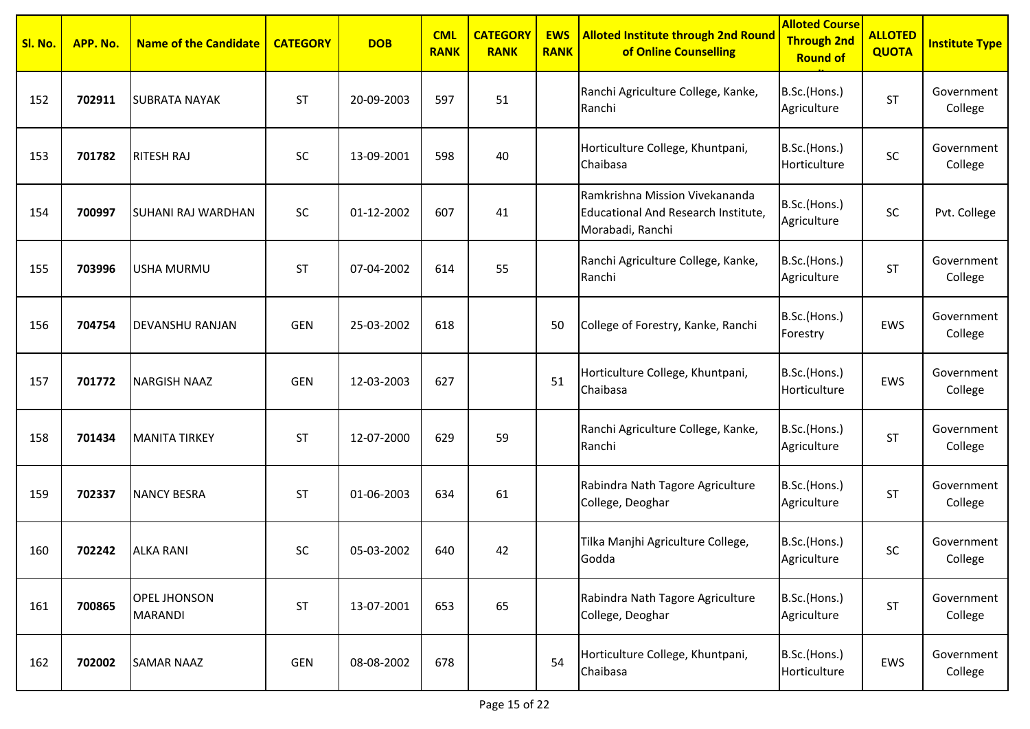| Sl. No. | APP. No. | Name of the Candidate | CATEGORY | DOB | CML RANK | CATEGORY RANK | EWS RANK | Alloted Institute through 2nd Round of Online Counselling | Alloted Course Through 2nd Round of ... | ALLOTED QUOTA | Institute Type |
|---|---|---|---|---|---|---|---|---|---|---|---|
| 152 | **702911** | SUBRATA NAYAK | ST | 20-09-2003 | 597 | 51 | | Ranchi Agriculture College, Kanke, Ranchi | B.Sc.(Hons.) Agriculture | ST | Government College |
| 153 | **701782** | RITESH RAJ | SC | 13-09-2001 | 598 | 40 | | Horticulture College, Khuntpani, Chaibasa | B.Sc.(Hons.) Horticulture | SC | Government College |
| 154 | **700997** | SUHANI RAJ WARDHAN | SC | 01-12-2002 | 607 | 41 | | Ramkrishna Mission Vivekananda Educational And Research Institute, Morabadi, Ranchi | B.Sc.(Hons.) Agriculture | SC | Pvt. College |
| 155 | **703996** | USHA MURMU | ST | 07-04-2002 | 614 | 55 | | Ranchi Agriculture College, Kanke, Ranchi | B.Sc.(Hons.) Agriculture | ST | Government College |
| 156 | **704754** | DEVANSHU RANJAN | GEN | 25-03-2002 | 618 | | 50 | College of Forestry, Kanke, Ranchi | B.Sc.(Hons.) Forestry | EWS | Government College |
| 157 | **701772** | NARGISH NAAZ | GEN | 12-03-2003 | 627 | | 51 | Horticulture College, Khuntpani, Chaibasa | B.Sc.(Hons.) Horticulture | EWS | Government College |
| 158 | **701434** | MANITA TIRKEY | ST | 12-07-2000 | 629 | 59 | | Ranchi Agriculture College, Kanke, Ranchi | B.Sc.(Hons.) Agriculture | ST | Government College |
| 159 | **702337** | NANCY BESRA | ST | 01-06-2003 | 634 | 61 | | Rabindra Nath Tagore Agriculture College, Deoghar | B.Sc.(Hons.) Agriculture | ST | Government College |
| 160 | **702242** | ALKA RANI | SC | 05-03-2002 | 640 | 42 | | Tilka Manjhi Agriculture College, Godda | B.Sc.(Hons.) Agriculture | SC | Government College |
| 161 | **700865** | OPEL JHONSON MARANDI | ST | 13-07-2001 | 653 | 65 | | Rabindra Nath Tagore Agriculture College, Deoghar | B.Sc.(Hons.) Agriculture | ST | Government College |
| 162 | **702002** | SAMAR NAAZ | GEN | 08-08-2002 | 678 | | 54 | Horticulture College, Khuntpani, Chaibasa | B.Sc.(Hons.) Horticulture | EWS | Government College |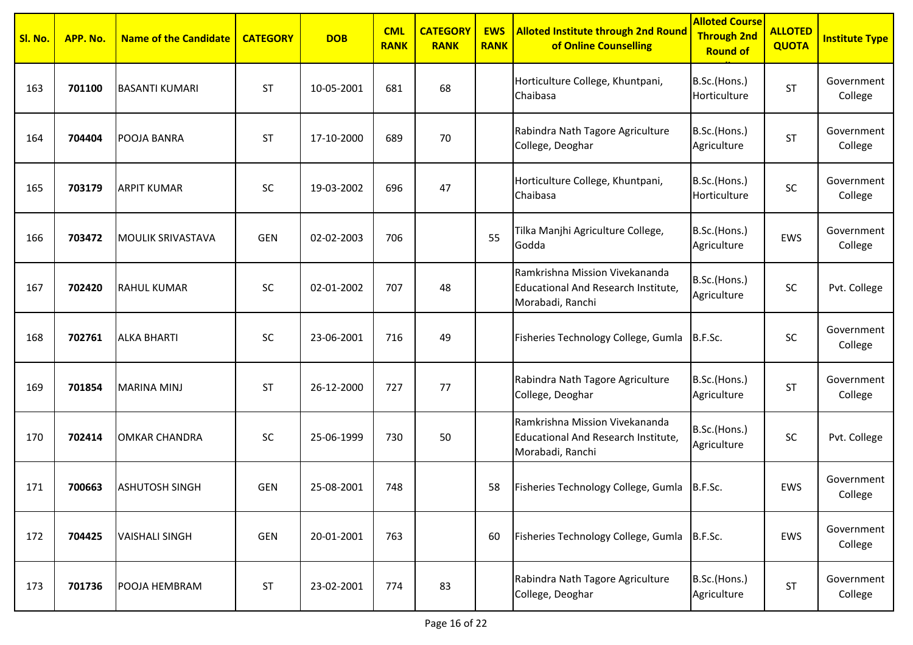| Sl. No. | APP. No. | Name of the Candidate | CATEGORY | DOB | CML RANK | CATEGORY RANK | EWS RANK | Alloted Institute through 2nd Round of Online Counselling | Alloted Course Through 2nd Round of ... | ALLOTED QUOTA | Institute Type |
|---|---|---|---|---|---|---|---|---|---|---|---|
| 163 | **701100** | BASANTI KUMARI | ST | 10-05-2001 | 681 | 68 | | Horticulture College, Khuntpani, Chaibasa | B.Sc.(Hons.) Horticulture | ST | Government College |
| 164 | **704404** | POOJA BANRA | ST | 17-10-2000 | 689 | 70 | | Rabindra Nath Tagore Agriculture College, Deoghar | B.Sc.(Hons.) Agriculture | ST | Government College |
| 165 | **703179** | ARPIT KUMAR | SC | 19-03-2002 | 696 | 47 | | Horticulture College, Khuntpani, Chaibasa | B.Sc.(Hons.) Horticulture | SC | Government College |
| 166 | **703472** | MOULIK SRIVASTAVA | GEN | 02-02-2003 | 706 | | 55 | Tilka Manjhi Agriculture College, Godda | B.Sc.(Hons.) Agriculture | EWS | Government College |
| 167 | **702420** | RAHUL KUMAR | SC | 02-01-2002 | 707 | 48 | | Ramkrishna Mission Vivekananda Educational And Research Institute, Morabadi, Ranchi | B.Sc.(Hons.) Agriculture | SC | Pvt. College |
| 168 | **702761** | ALKA BHARTI | SC | 23-06-2001 | 716 | 49 | | Fisheries Technology College, Gumla | B.F.Sc. | SC | Government College |
| 169 | **701854** | MARINA MINJ | ST | 26-12-2000 | 727 | 77 | | Rabindra Nath Tagore Agriculture College, Deoghar | B.Sc.(Hons.) Agriculture | ST | Government College |
| 170 | **702414** | OMKAR CHANDRA | SC | 25-06-1999 | 730 | 50 | | Ramkrishna Mission Vivekananda Educational And Research Institute, Morabadi, Ranchi | B.Sc.(Hons.) Agriculture | SC | Pvt. College |
| 171 | **700663** | ASHUTOSH SINGH | GEN | 25-08-2001 | 748 | | 58 | Fisheries Technology College, Gumla | B.F.Sc. | EWS | Government College |
| 172 | **704425** | VAISHALI SINGH | GEN | 20-01-2001 | 763 | | 60 | Fisheries Technology College, Gumla | B.F.Sc. | EWS | Government College |
| 173 | **701736** | POOJA HEMBRAM | ST | 23-02-2001 | 774 | 83 | | Rabindra Nath Tagore Agriculture College, Deoghar | B.Sc.(Hons.) Agriculture | ST | Government College |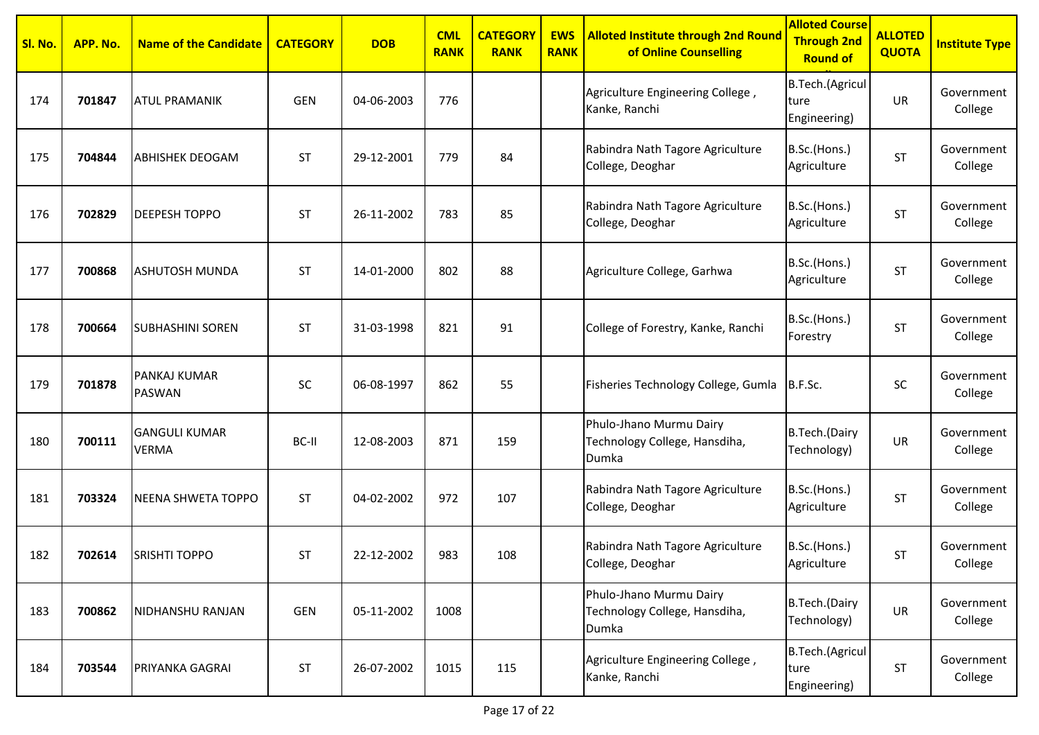| Sl. No. | APP. No. | Name of the Candidate | CATEGORY | DOB | CML RANK | CATEGORY RANK | EWS RANK | Alloted Institute through 2nd Round of Online Counselling | Alloted Course Through 2nd Round of | ALLOTED QUOTA | Institute Type |
|---|---|---|---|---|---|---|---|---|---|---|---|
| 174 | **701847** | ATUL PRAMANIK | GEN | 04-06-2003 | 776 | | | Agriculture Engineering College , Kanke, Ranchi | B.Tech.(Agriculture Engineering) | UR | Government College |
| 175 | **704844** | ABHISHEK DEOGAM | ST | 29-12-2001 | 779 | 84 | | Rabindra Nath Tagore Agriculture College, Deoghar | B.Sc.(Hons.) Agriculture | ST | Government College |
| 176 | **702829** | DEEPESH TOPPO | ST | 26-11-2002 | 783 | 85 | | Rabindra Nath Tagore Agriculture College, Deoghar | B.Sc.(Hons.) Agriculture | ST | Government College |
| 177 | **700868** | ASHUTOSH MUNDA | ST | 14-01-2000 | 802 | 88 | | Agriculture College, Garhwa | B.Sc.(Hons.) Agriculture | ST | Government College |
| 178 | **700664** | SUBHASHINI SOREN | ST | 31-03-1998 | 821 | 91 | | College of Forestry, Kanke, Ranchi | B.Sc.(Hons.) Forestry | ST | Government College |
| 179 | **701878** | PANKAJ KUMAR PASWAN | SC | 06-08-1997 | 862 | 55 | | Fisheries Technology College, Gumla | B.F.Sc. | SC | Government College |
| 180 | **700111** | GANGULI KUMAR VERMA | BC-II | 12-08-2003 | 871 | 159 | | Phulo-Jhano Murmu Dairy Technology College, Hansdiha, Dumka | B.Tech.(Dairy Technology) | UR | Government College |
| 181 | **703324** | NEENA SHWETA TOPPO | ST | 04-02-2002 | 972 | 107 | | Rabindra Nath Tagore Agriculture College, Deoghar | B.Sc.(Hons.) Agriculture | ST | Government College |
| 182 | **702614** | SRISHTI TOPPO | ST | 22-12-2002 | 983 | 108 | | Rabindra Nath Tagore Agriculture College, Deoghar | B.Sc.(Hons.) Agriculture | ST | Government College |
| 183 | **700862** | NIDHANSHU RANJAN | GEN | 05-11-2002 | 1008 | | | Phulo-Jhano Murmu Dairy Technology College, Hansdiha, Dumka | B.Tech.(Dairy Technology) | UR | Government College |
| 184 | **703544** | PRIYANKA GAGRAI | ST | 26-07-2002 | 1015 | 115 | | Agriculture Engineering College , Kanke, Ranchi | B.Tech.(Agriculture Engineering) | ST | Government College |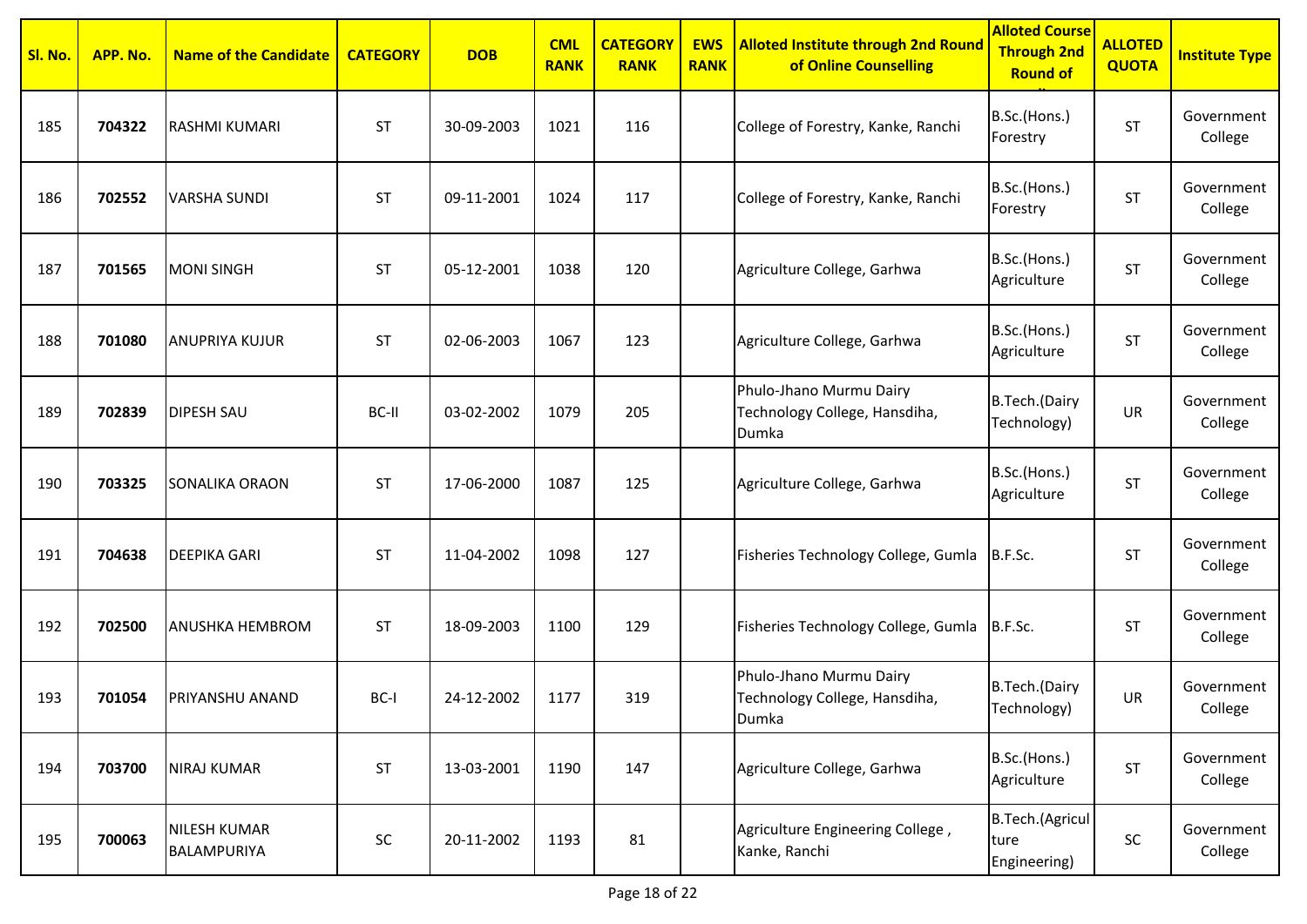| Sl. No. | APP. No. | Name of the Candidate | CATEGORY | DOB | CML RANK | CATEGORY RANK | EWS RANK | Alloted Institute through 2nd Round of Online Counselling | Alloted Course Through 2nd Round of Online Counselling | ALLOTED QUOTA | Institute Type |
|---|---|---|---|---|---|---|---|---|---|---|---|
| 185 | **704322** | RASHMI KUMARI | ST | 30-09-2003 | 1021 | 116 | | College of Forestry, Kanke, Ranchi | B.Sc.(Hons.) Forestry | ST | Government College |
| 186 | **702552** | VARSHA SUNDI | ST | 09-11-2001 | 1024 | 117 | | College of Forestry, Kanke, Ranchi | B.Sc.(Hons.) Forestry | ST | Government College |
| 187 | **701565** | MONI SINGH | ST | 05-12-2001 | 1038 | 120 | | Agriculture College, Garhwa | B.Sc.(Hons.) Agriculture | ST | Government College |
| 188 | **701080** | ANUPRIYA KUJUR | ST | 02-06-2003 | 1067 | 123 | | Agriculture College, Garhwa | B.Sc.(Hons.) Agriculture | ST | Government College |
| 189 | **702839** | DIPESH SAU | BC-II | 03-02-2002 | 1079 | 205 | | Phulo-Jhano Murmu Dairy Technology College, Hansdiha, Dumka | B.Tech.(Dairy Technology) | UR | Government College |
| 190 | **703325** | SONALIKA ORAON | ST | 17-06-2000 | 1087 | 125 | | Agriculture College, Garhwa | B.Sc.(Hons.) Agriculture | ST | Government College |
| 191 | **704638** | DEEPIKA GARI | ST | 11-04-2002 | 1098 | 127 | | Fisheries Technology College, Gumla | B.F.Sc. | ST | Government College |
| 192 | **702500** | ANUSHKA HEMBROM | ST | 18-09-2003 | 1100 | 129 | | Fisheries Technology College, Gumla | B.F.Sc. | ST | Government College |
| 193 | **701054** | PRIYANSHU ANAND | BC-I | 24-12-2002 | 1177 | 319 | | Phulo-Jhano Murmu Dairy Technology College, Hansdiha, Dumka | B.Tech.(Dairy Technology) | UR | Government College |
| 194 | **703700** | NIRAJ KUMAR | ST | 13-03-2001 | 1190 | 147 | | Agriculture College, Garhwa | B.Sc.(Hons.) Agriculture | ST | Government College |
| 195 | **700063** | NILESH KUMAR BALAMPURIYA | SC | 20-11-2002 | 1193 | 81 | | Agriculture Engineering College , Kanke, Ranchi | B.Tech.(Agriculture Engineering) | SC | Government College |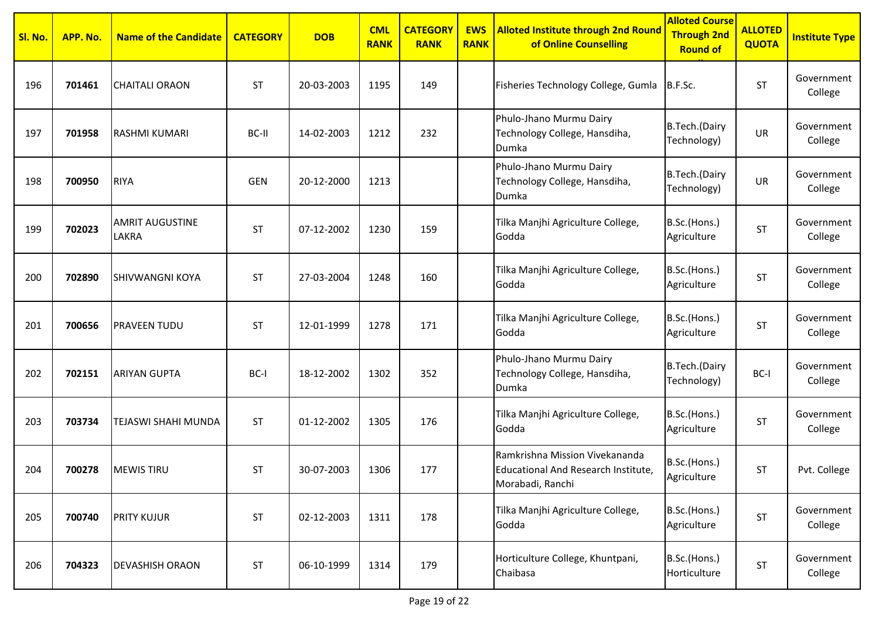| Sl. No. | APP. No. | Name of the Candidate | CATEGORY | DOB | CML RANK | CATEGORY RANK | EWS RANK | Alloted Institute through 2nd Round of Online Counselling | Alloted Course Through 2nd Round of ... | ALLOTED QUOTA | Institute Type |
|---|---|---|---|---|---|---|---|---|---|---|---|
| 196 | **701461** | CHAITALI ORAON | ST | 20-03-2003 | 1195 | 149 | | Fisheries Technology College, Gumla | B.F.Sc. | ST | Government College |
| 197 | **701958** | RASHMI KUMARI | BC-II | 14-02-2003 | 1212 | 232 | | Phulo-Jhano Murmu Dairy Technology College, Hansdiha, Dumka | B.Tech.(Dairy Technology) | UR | Government College |
| 198 | **700950** | RIYA | GEN | 20-12-2000 | 1213 | | | Phulo-Jhano Murmu Dairy Technology College, Hansdiha, Dumka | B.Tech.(Dairy Technology) | UR | Government College |
| 199 | **702023** | AMRIT AUGUSTINE LAKRA | ST | 07-12-2002 | 1230 | 159 | | Tilka Manjhi Agriculture College, Godda | B.Sc.(Hons.) Agriculture | ST | Government College |
| 200 | **702890** | SHIVWANGNI KOYA | ST | 27-03-2004 | 1248 | 160 | | Tilka Manjhi Agriculture College, Godda | B.Sc.(Hons.) Agriculture | ST | Government College |
| 201 | **700656** | PRAVEEN TUDU | ST | 12-01-1999 | 1278 | 171 | | Tilka Manjhi Agriculture College, Godda | B.Sc.(Hons.) Agriculture | ST | Government College |
| 202 | **702151** | ARIYAN GUPTA | BC-I | 18-12-2002 | 1302 | 352 | | Phulo-Jhano Murmu Dairy Technology College, Hansdiha, Dumka | B.Tech.(Dairy Technology) | BC-I | Government College |
| 203 | **703734** | TEJASWI SHAHI MUNDA | ST | 01-12-2002 | 1305 | 176 | | Tilka Manjhi Agriculture College, Godda | B.Sc.(Hons.) Agriculture | ST | Government College |
| 204 | **700278** | MEWIS TIRU | ST | 30-07-2003 | 1306 | 177 | | Ramkrishna Mission Vivekananda Educational And Research Institute, Morabadi, Ranchi | B.Sc.(Hons.) Agriculture | ST | Pvt. College |
| 205 | **700740** | PRITY KUJUR | ST | 02-12-2003 | 1311 | 178 | | Tilka Manjhi Agriculture College, Godda | B.Sc.(Hons.) Agriculture | ST | Government College |
| 206 | **704323** | DEVASHISH ORAON | ST | 06-10-1999 | 1314 | 179 | | Horticulture College, Khuntpani, Chaibasa | B.Sc.(Hons.) Horticulture | ST | Government College |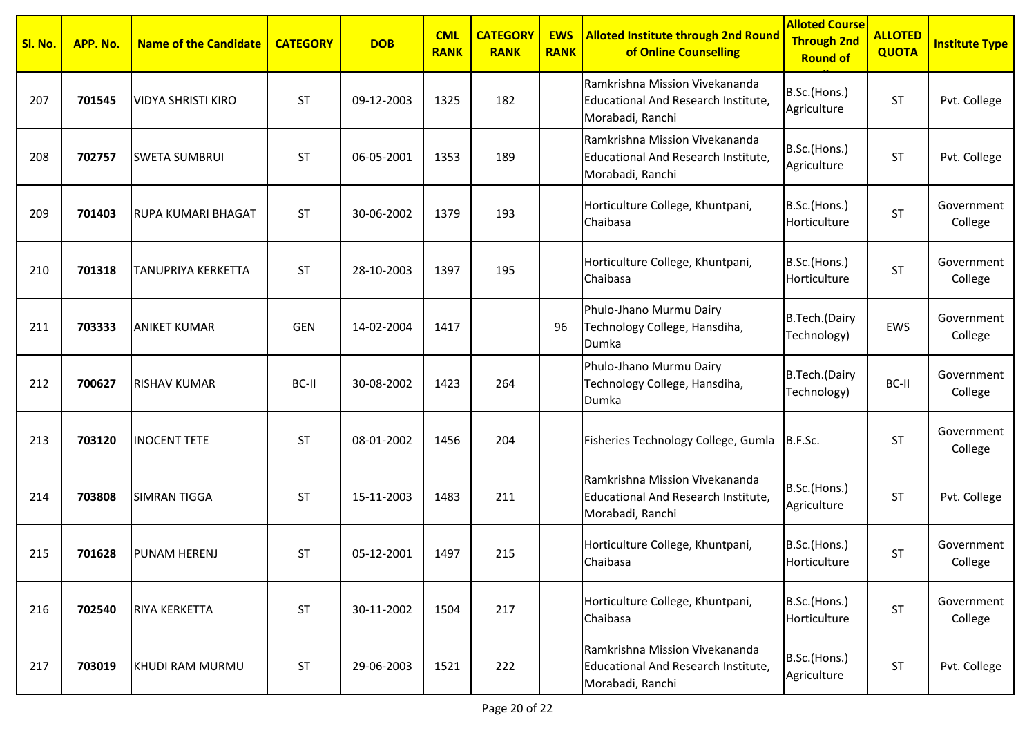| Sl. No. | APP. No. | Name of the Candidate | CATEGORY | DOB | CML RANK | CATEGORY RANK | EWS RANK | Alloted Institute through 2nd Round of Online Counselling | Alloted Course Through 2nd Round of Online Counselling | ALLOTED QUOTA | Institute Type |
|---|---|---|---|---|---|---|---|---|---|---|---|
| 207 | **701545** | VIDYA SHRISTI KIRO | ST | 09-12-2003 | 1325 | 182 | | Ramkrishna Mission Vivekananda Educational And Research Institute, Morabadi, Ranchi | B.Sc.(Hons.) Agriculture | ST | Pvt. College |
| 208 | **702757** | SWETA SUMBRUI | ST | 06-05-2001 | 1353 | 189 | | Ramkrishna Mission Vivekananda Educational And Research Institute, Morabadi, Ranchi | B.Sc.(Hons.) Agriculture | ST | Pvt. College |
| 209 | **701403** | RUPA KUMARI BHAGAT | ST | 30-06-2002 | 1379 | 193 | | Horticulture College, Khuntpani, Chaibasa | B.Sc.(Hons.) Horticulture | ST | Government College |
| 210 | **701318** | TANUPRIYA KERKETTA | ST | 28-10-2003 | 1397 | 195 | | Horticulture College, Khuntpani, Chaibasa | B.Sc.(Hons.) Horticulture | ST | Government College |
| 211 | **703333** | ANIKET KUMAR | GEN | 14-02-2004 | 1417 | | 96 | Phulo-Jhano Murmu Dairy Technology College, Hansdiha, Dumka | B.Tech.(Dairy Technology) | EWS | Government College |
| 212 | **700627** | RISHAV KUMAR | BC-II | 30-08-2002 | 1423 | 264 | | Phulo-Jhano Murmu Dairy Technology College, Hansdiha, Dumka | B.Tech.(Dairy Technology) | BC-II | Government College |
| 213 | **703120** | INOCENT TETE | ST | 08-01-2002 | 1456 | 204 | | Fisheries Technology College, Gumla | B.F.Sc. | ST | Government College |
| 214 | **703808** | SIMRAN TIGGA | ST | 15-11-2003 | 1483 | 211 | | Ramkrishna Mission Vivekananda Educational And Research Institute, Morabadi, Ranchi | B.Sc.(Hons.) Agriculture | ST | Pvt. College |
| 215 | **701628** | PUNAM HERENJ | ST | 05-12-2001 | 1497 | 215 | | Horticulture College, Khuntpani, Chaibasa | B.Sc.(Hons.) Horticulture | ST | Government College |
| 216 | **702540** | RIYA KERKETTA | ST | 30-11-2002 | 1504 | 217 | | Horticulture College, Khuntpani, Chaibasa | B.Sc.(Hons.) Horticulture | ST | Government College |
| 217 | **703019** | KHUDI RAM MURMU | ST | 29-06-2003 | 1521 | 222 | | Ramkrishna Mission Vivekananda Educational And Research Institute, Morabadi, Ranchi | B.Sc.(Hons.) Agriculture | ST | Pvt. College |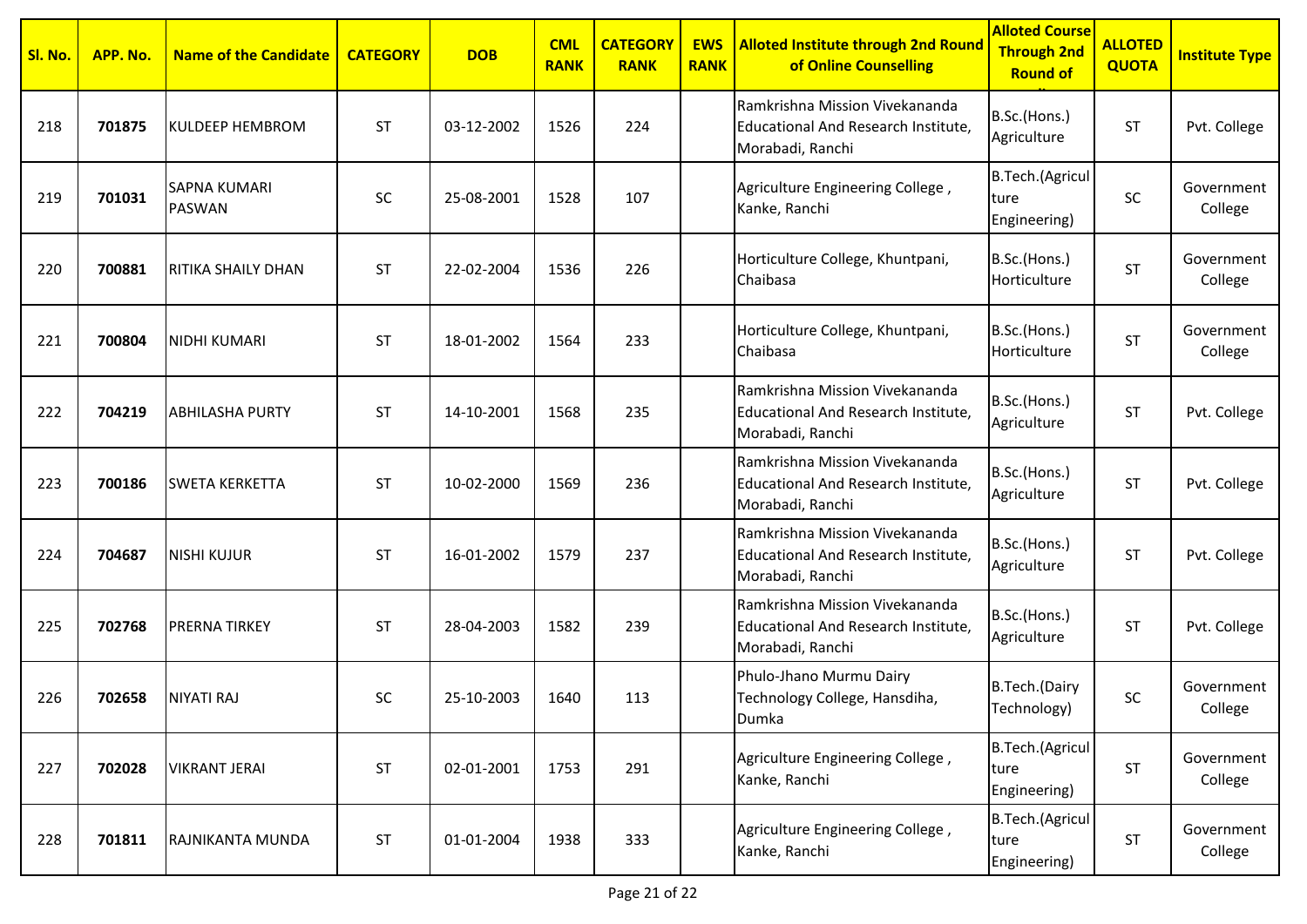| Sl. No. | APP. No. | Name of the Candidate | CATEGORY | DOB | CML RANK | CATEGORY RANK | EWS RANK | Alloted Institute through 2nd Round of Online Counselling | Alloted Course Through 2nd Round of | ALLOTED QUOTA | Institute Type |
|---|---|---|---|---|---|---|---|---|---|---|---|
| 218 | **701875** | KULDEEP HEMBROM | ST | 03-12-2002 | 1526 | 224 | | Ramkrishna Mission Vivekananda Educational And Research Institute, Morabadi, Ranchi | B.Sc.(Hons.) Agriculture | ST | Pvt. College |
| 219 | **701031** | SAPNA KUMARI PASWAN | SC | 25-08-2001 | 1528 | 107 | | Agriculture Engineering College , Kanke, Ranchi | B.Tech.(Agriculture Engineering) | SC | Government College |
| 220 | **700881** | RITIKA SHAILY DHAN | ST | 22-02-2004 | 1536 | 226 | | Horticulture College, Khuntpani, Chaibasa | B.Sc.(Hons.) Horticulture | ST | Government College |
| 221 | **700804** | NIDHI KUMARI | ST | 18-01-2002 | 1564 | 233 | | Horticulture College, Khuntpani, Chaibasa | B.Sc.(Hons.) Horticulture | ST | Government College |
| 222 | **704219** | ABHILASHA PURTY | ST | 14-10-2001 | 1568 | 235 | | Ramkrishna Mission Vivekananda Educational And Research Institute, Morabadi, Ranchi | B.Sc.(Hons.) Agriculture | ST | Pvt. College |
| 223 | **700186** | SWETA KERKETTA | ST | 10-02-2000 | 1569 | 236 | | Ramkrishna Mission Vivekananda Educational And Research Institute, Morabadi, Ranchi | B.Sc.(Hons.) Agriculture | ST | Pvt. College |
| 224 | **704687** | NISHI KUJUR | ST | 16-01-2002 | 1579 | 237 | | Ramkrishna Mission Vivekananda Educational And Research Institute, Morabadi, Ranchi | B.Sc.(Hons.) Agriculture | ST | Pvt. College |
| 225 | **702768** | PRERNA TIRKEY | ST | 28-04-2003 | 1582 | 239 | | Ramkrishna Mission Vivekananda Educational And Research Institute, Morabadi, Ranchi | B.Sc.(Hons.) Agriculture | ST | Pvt. College |
| 226 | **702658** | NIYATI RAJ | SC | 25-10-2003 | 1640 | 113 | | Phulo-Jhano Murmu Dairy Technology College, Hansdiha, Dumka | B.Tech.(Dairy Technology) | SC | Government College |
| 227 | **702028** | VIKRANT JERAI | ST | 02-01-2001 | 1753 | 291 | | Agriculture Engineering College , Kanke, Ranchi | B.Tech.(Agriculture Engineering) | ST | Government College |
| 228 | **701811** | RAJNIKANTA MUNDA | ST | 01-01-2004 | 1938 | 333 | | Agriculture Engineering College , Kanke, Ranchi | B.Tech.(Agriculture Engineering) | ST | Government College |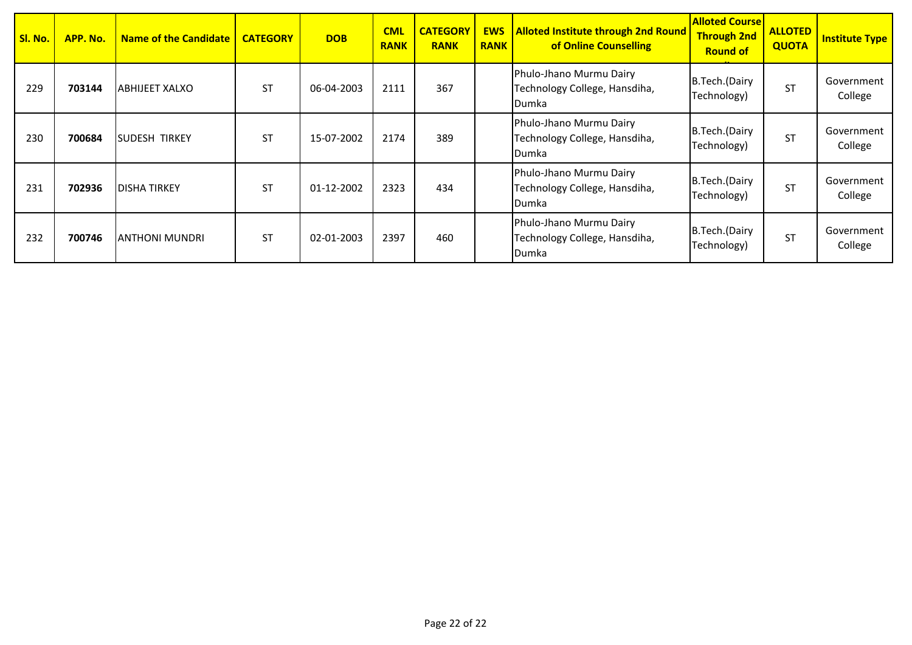| Sl. No. | APP. No. | Name of the Candidate | CATEGORY | DOB | CML RANK | CATEGORY RANK | EWS RANK | Alloted Institute through 2nd Round of Online Counselling | Alloted Course Through 2nd Round of | ALLOTED QUOTA | Institute Type |
|---|---|---|---|---|---|---|---|---|---|---|---|
| 229 | **703144** | ABHIJEET XALXO | ST | 06-04-2003 | 2111 | 367 | | Phulo-Jhano Murmu Dairy Technology College, Hansdiha, Dumka | B.Tech.(Dairy Technology) | ST | Government College |
| 230 | **700684** | SUDESH TIRKEY | ST | 15-07-2002 | 2174 | 389 | | Phulo-Jhano Murmu Dairy Technology College, Hansdiha, Dumka | B.Tech.(Dairy Technology) | ST | Government College |
| 231 | **702936** | DISHA TIRKEY | ST | 01-12-2002 | 2323 | 434 | | Phulo-Jhano Murmu Dairy Technology College, Hansdiha, Dumka | B.Tech.(Dairy Technology) | ST | Government College |
| 232 | **700746** | ANTHONI MUNDRI | ST | 02-01-2003 | 2397 | 460 | | Phulo-Jhano Murmu Dairy Technology College, Hansdiha, Dumka | B.Tech.(Dairy Technology) | ST | Government College |